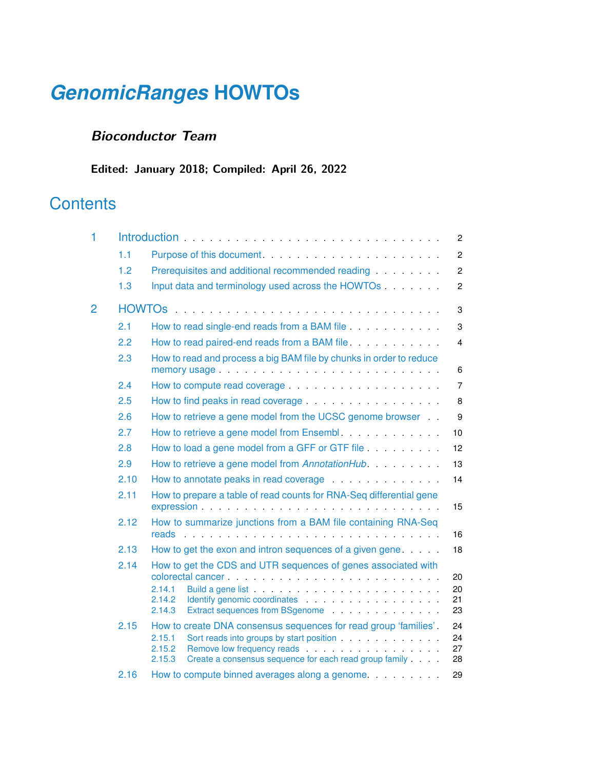# *GenomicRanges* HOWTOs

### *Bioconductor Team*

**Edited: January 2018; Compiled: April 26, 2022**

## Contents

1 Introduction . . . . . . . . . . . . . . . . . . . . . . . . . . . . . . 2
  1.1 Purpose of this document . . . . . . . . . . . . . . . . . . . . . . 2
  1.2 Prerequisites and additional recommended reading . . . . . . . . 2
  1.3 Input data and terminology used across the HOWTOs . . . . . . . 2

2 HOWTOs . . . . . . . . . . . . . . . . . . . . . . . . . . . . . . . 3
  2.1 How to read single-end reads from a BAM file . . . . . . . . . . . 3
  2.2 How to read paired-end reads from a BAM file . . . . . . . . . . . 4
  2.3 How to read and process a big BAM file by chunks in order to reduce memory usage . . . . . . . . . . . . . . . . . . . . . . . . . . 6
  2.4 How to compute read coverage . . . . . . . . . . . . . . . . . . . 7
  2.5 How to find peaks in read coverage . . . . . . . . . . . . . . . . 8
  2.6 How to retrieve a gene model from the UCSC genome browser . . 9
  2.7 How to retrieve a gene model from Ensembl . . . . . . . . . . . . 10
  2.8 How to load a gene model from a GFF or GTF file . . . . . . . . . 12
  2.9 How to retrieve a gene model from *AnnotationHub* . . . . . . . . . 13
  2.10 How to annotate peaks in read coverage . . . . . . . . . . . . . 14
  2.11 How to prepare a table of read counts for RNA-Seq differential gene expression . . . . . . . . . . . . . . . . . . . . . . . . . . . 15
  2.12 How to summarize junctions from a BAM file containing RNA-Seq reads . . . . . . . . . . . . . . . . . . . . . . . . . . . . . . 16
  2.13 How to get the exon and intron sequences of a given gene . . . . . 18
  2.14 How to get the CDS and UTR sequences of genes associated with colorectal cancer . . . . . . . . . . . . . . . . . . . . . . . . . 20
    2.14.1 Build a gene list . . . . . . . . . . . . . . . . . . . . . . . 20
    2.14.2 Identify genomic coordinates . . . . . . . . . . . . . . . . . 21
    2.14.3 Extract sequences from BSgenome . . . . . . . . . . . . . . 23
  2.15 How to create DNA consensus sequences for read group 'families' . 24
    2.15.1 Sort reads into groups by start position . . . . . . . . . . . . 24
    2.15.2 Remove low frequency reads . . . . . . . . . . . . . . . . . 27
    2.15.3 Create a consensus sequence for each read group family . . . . 28
  2.16 How to compute binned averages along a genome . . . . . . . . . 29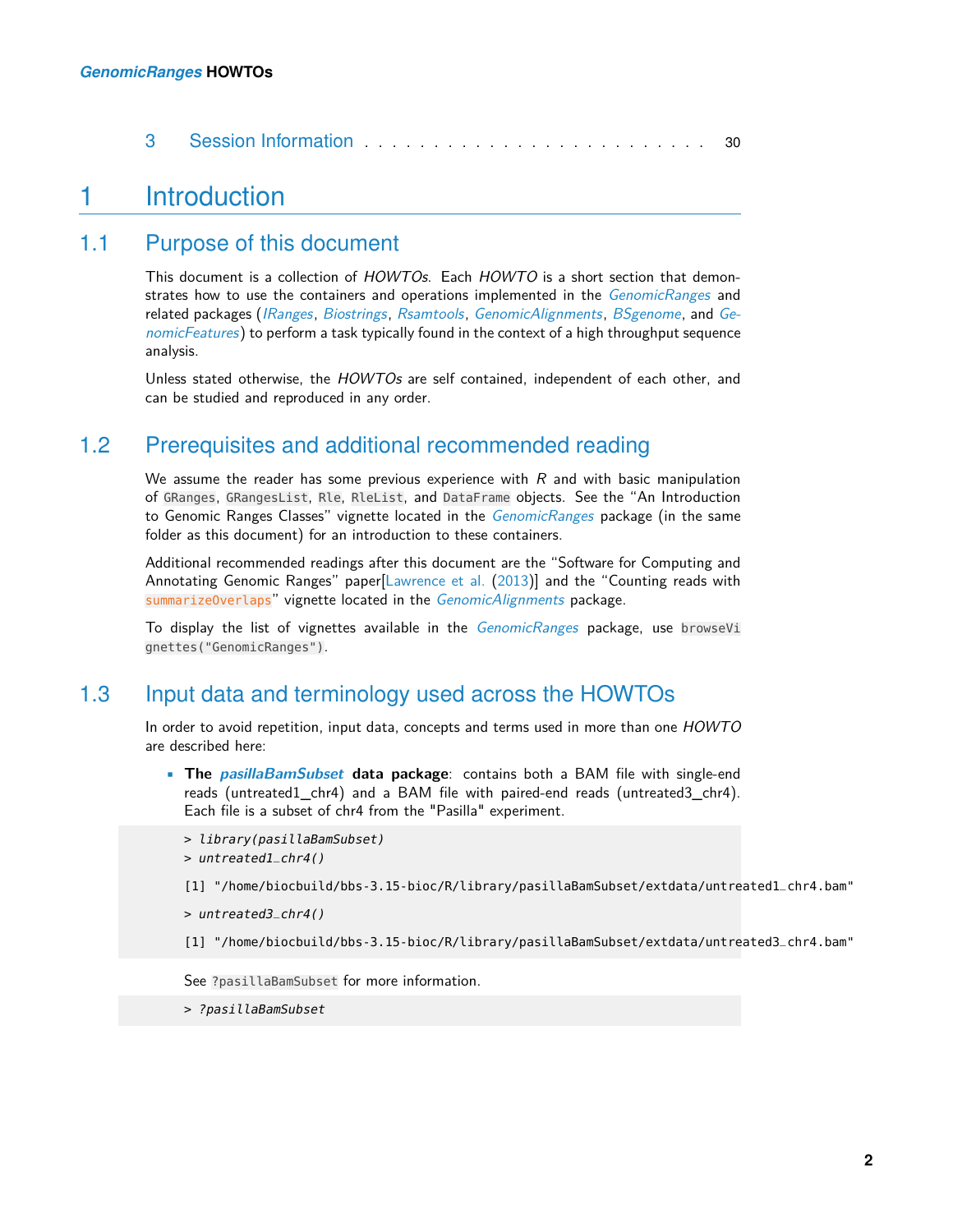3 Session Information . . . . . . . . . . . . . . . . . . . . . . . . 30

# 1 Introduction

## 1.1 Purpose of this document

This document is a collection of *HOWTOs*. Each *HOWTO* is a short section that demonstrates how to use the containers and operations implemented in the *GenomicRanges* and related packages (*IRanges*, *Biostrings*, *Rsamtools*, *GenomicAlignments*, *BSgenome*, and *GenomicFeatures*) to perform a task typically found in the context of a high throughput sequence analysis.

Unless stated otherwise, the *HOWTOs* are self contained, independent of each other, and can be studied and reproduced in any order.

## 1.2 Prerequisites and additional recommended reading

We assume the reader has some previous experience with *R* and with basic manipulation of `GRanges`, `GRangesList`, `Rle`, `RleList`, and `DataFrame` objects. See the "An Introduction to Genomic Ranges Classes" vignette located in the *GenomicRanges* package (in the same folder as this document) for an introduction to these containers.

Additional recommended readings after this document are the "Software for Computing and Annotating Genomic Ranges" paper[Lawrence et al. (2013)] and the "Counting reads with `summarizeOverlaps`" vignette located in the *GenomicAlignments* package.

To display the list of vignettes available in the *GenomicRanges* package, use `browseVignettes("GenomicRanges")`.

## 1.3 Input data and terminology used across the HOWTOs

In order to avoid repetition, input data, concepts and terms used in more than one *HOWTO* are described here:

- **The *pasillaBamSubset* data package**: contains both a BAM file with single-end reads (untreated1_chr4) and a BAM file with paired-end reads (untreated3_chr4). Each file is a subset of chr4 from the "Pasilla" experiment.

```
> library(pasillaBamSubset)
> untreated1_chr4()

[1] "/home/biocbuild/bbs-3.15-bioc/R/library/pasillaBamSubset/extdata/untreated1_chr4.bam"

> untreated3_chr4()

[1] "/home/biocbuild/bbs-3.15-bioc/R/library/pasillaBamSubset/extdata/untreated3_chr4.bam"
```

  See `?pasillaBamSubset` for more information.

```
> ?pasillaBamSubset
```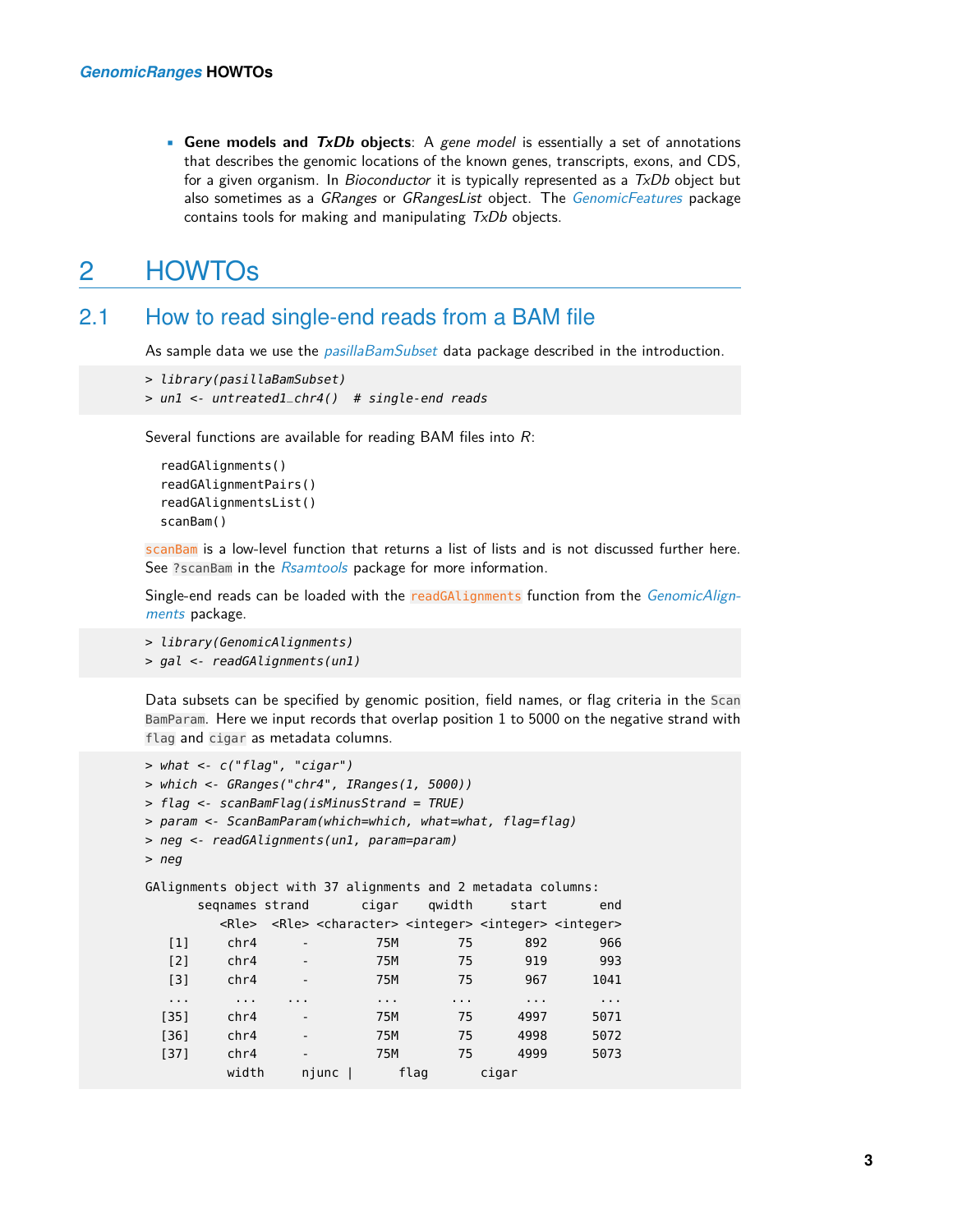- **Gene models and *TxDb* objects**: A *gene model* is essentially a set of annotations that describes the genomic locations of the known genes, transcripts, exons, and CDS, for a given organism. In *Bioconductor* it is typically represented as a *TxDb* object but also sometimes as a *GRanges* or *GRangesList* object. The *GenomicFeatures* package contains tools for making and manipulating *TxDb* objects.

# 2 HOWTOs

## 2.1 How to read single-end reads from a BAM file

As sample data we use the *pasillaBamSubset* data package described in the introduction.

```
> library(pasillaBamSubset)
> un1 <- untreated1_chr4()  # single-end reads
```

Several functions are available for reading BAM files into *R*:

```
readGAlignments()
readGAlignmentPairs()
readGAlignmentsList()
scanBam()
```

`scanBam` is a low-level function that returns a list of lists and is not discussed further here. See `?scanBam` in the *Rsamtools* package for more information.

Single-end reads can be loaded with the `readGAlignments` function from the *GenomicAlignments* package.

```
> library(GenomicAlignments)
> gal <- readGAlignments(un1)
```

Data subsets can be specified by genomic position, field names, or flag criteria in the `ScanBamParam`. Here we input records that overlap position 1 to 5000 on the negative strand with `flag` and `cigar` as metadata columns.

```
> what <- c("flag", "cigar")
> which <- GRanges("chr4", IRanges(1, 5000))
> flag <- scanBamFlag(isMinusStrand = TRUE)
> param <- ScanBamParam(which=which, what=what, flag=flag)
> neg <- readGAlignments(un1, param=param)
> neg

GAlignments object with 37 alignments and 2 metadata columns:
       seqnames strand       cigar    qwidth     start       end
          <Rle>  <Rle> <character> <integer> <integer> <integer>
   [1]     chr4      -         75M        75       892       966
   [2]     chr4      -         75M        75       919       993
   [3]     chr4      -         75M        75       967      1041
   ...      ...    ...         ...       ...       ...       ...
  [35]     chr4      -         75M        75      4997      5071
  [36]     chr4      -         75M        75      4998      5072
  [37]     chr4      -         75M        75      4999      5073
          width     njunc |      flag       cigar
```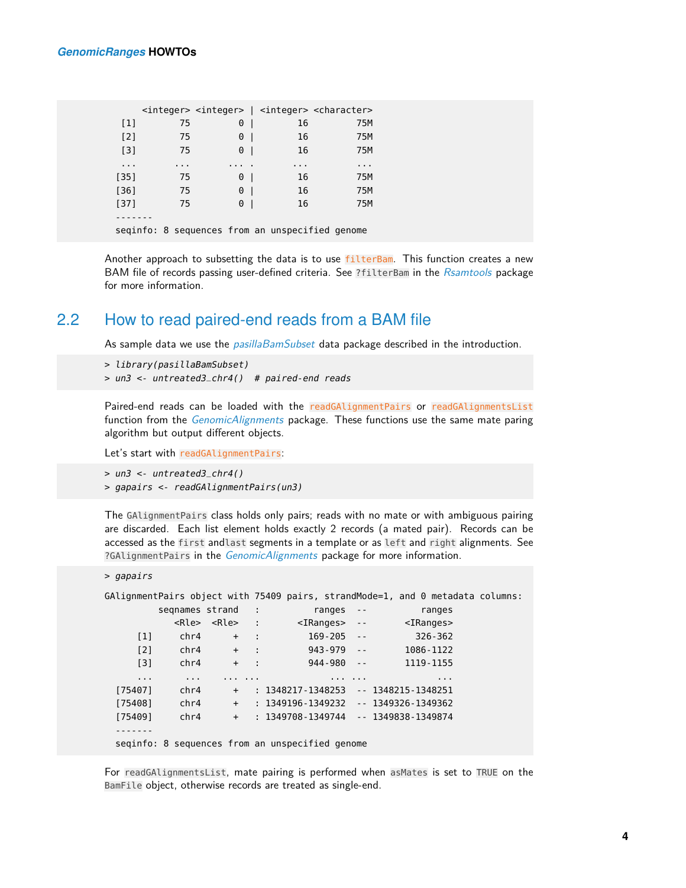```
       <integer> <integer> | <integer> <character>
  [1]         75         0 |        16         75M
  [2]         75         0 |        16         75M
  [3]         75         0 |        16         75M
  ...        ...       ... .       ...         ...
 [35]         75         0 |        16         75M
 [36]         75         0 |        16         75M
 [37]         75         0 |        16         75M
-------
seqinfo: 8 sequences from an unspecified genome
```

Another approach to subsetting the data is to use filterBam. This function creates a new BAM file of records passing user-defined criteria. See ?filterBam in the *Rsamtools* package for more information.

## 2.2 How to read paired-end reads from a BAM file

As sample data we use the *pasillaBamSubset* data package described in the introduction.

```
> library(pasillaBamSubset)
> un3 <- untreated3_chr4()  # paired-end reads
```

Paired-end reads can be loaded with the readGAlignmentPairs or readGAlignmentsList function from the *GenomicAlignments* package. These functions use the same mate paring algorithm but output different objects.

Let's start with readGAlignmentPairs:

```
> un3 <- untreated3_chr4()
> gapairs <- readGAlignmentPairs(un3)
```

The GAlignmentPairs class holds only pairs; reads with no mate or with ambiguous pairing are discarded. Each list element holds exactly 2 records (a mated pair). Records can be accessed as the first andlast segments in a template or as left and right alignments. See ?GAlignmentPairs in the *GenomicAlignments* package for more information.

```
> gapairs

GAlignmentPairs object with 75409 pairs, strandMode=1, and 0 metadata columns:
          seqnames strand   :          ranges  --          ranges
             <Rle>  <Rle>   :       <IRanges>  --       <IRanges>
      [1]     chr4      +   :         169-205  --         326-362
      [2]     chr4      +   :         943-979  --       1086-1122
      [3]     chr4      +   :         944-980  --       1119-1155
      ...      ...    ... ...             ... ...             ...
  [75407]     chr4      +   : 1348217-1348253  -- 1348215-1348251
  [75408]     chr4      +   : 1349196-1349232  -- 1349326-1349362
  [75409]     chr4      +   : 1349708-1349744  -- 1349838-1349874
  -------
  seqinfo: 8 sequences from an unspecified genome
```

For readGAlignmentsList, mate pairing is performed when asMates is set to TRUE on the BamFile object, otherwise records are treated as single-end.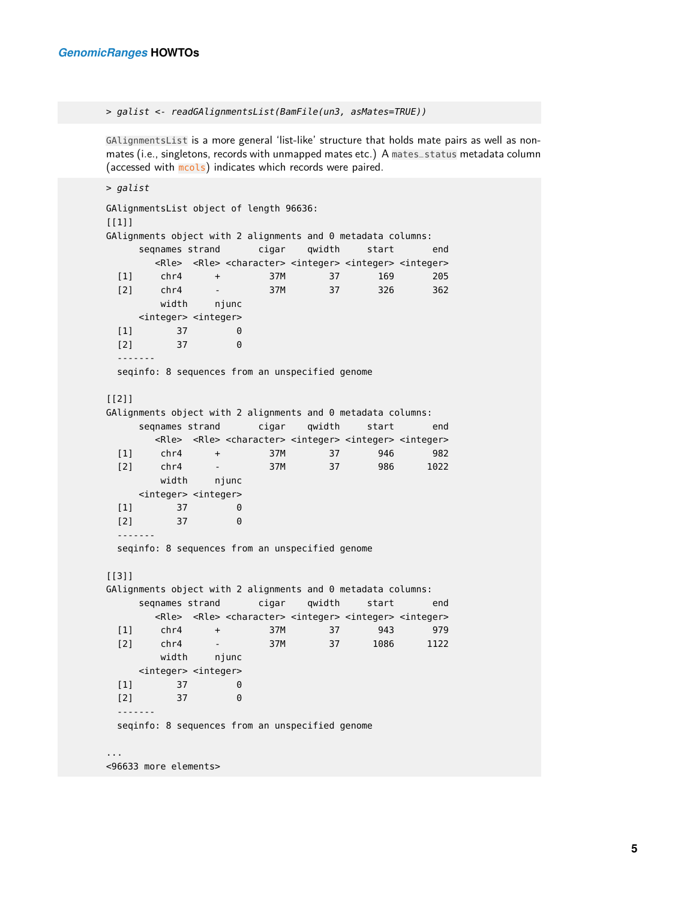```
> galist <- readGAlignmentsList(BamFile(un3, asMates=TRUE))
```

GAlignmentsList is a more general 'list-like' structure that holds mate pairs as well as non-mates (i.e., singletons, records with unmapped mates etc.) A mates_status metadata column (accessed with mcols) indicates which records were paired.

```
> galist

GAlignmentsList object of length 96636:
[[1]]
GAlignments object with 2 alignments and 0 metadata columns:
      seqnames strand       cigar    qwidth     start       end
         <Rle>  <Rle> <character> <integer> <integer> <integer>
  [1]     chr4      +         37M        37       169       205
  [2]     chr4      -         37M        37       326       362
          width     njunc
      <integer> <integer>
  [1]        37         0
  [2]        37         0
  -------
  seqinfo: 8 sequences from an unspecified genome

[[2]]
GAlignments object with 2 alignments and 0 metadata columns:
      seqnames strand       cigar    qwidth     start       end
         <Rle>  <Rle> <character> <integer> <integer> <integer>
  [1]     chr4      +         37M        37       946       982
  [2]     chr4      -         37M        37       986      1022
          width     njunc
      <integer> <integer>
  [1]        37         0
  [2]        37         0
  -------
  seqinfo: 8 sequences from an unspecified genome

[[3]]
GAlignments object with 2 alignments and 0 metadata columns:
      seqnames strand       cigar    qwidth     start       end
         <Rle>  <Rle> <character> <integer> <integer> <integer>
  [1]     chr4      +         37M        37       943       979
  [2]     chr4      -         37M        37      1086      1122
          width     njunc
      <integer> <integer>
  [1]        37         0
  [2]        37         0
  -------
  seqinfo: 8 sequences from an unspecified genome

...
<96633 more elements>
```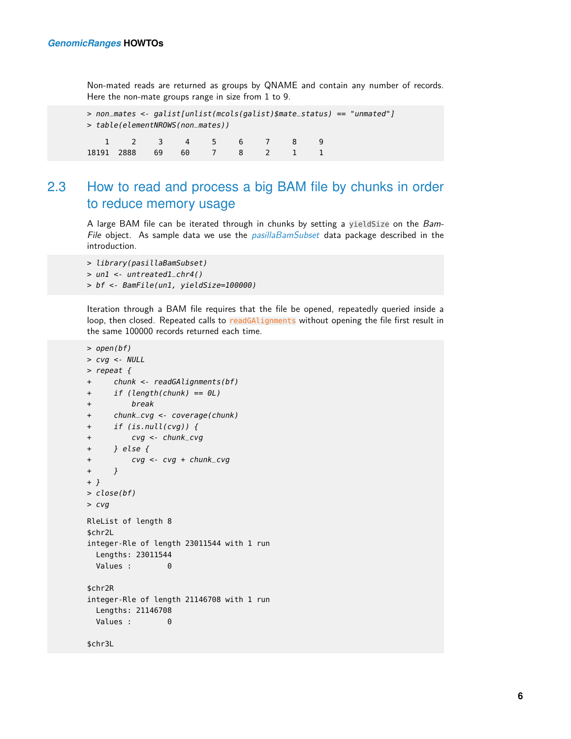Non-mated reads are returned as groups by QNAME and contain any number of records. Here the non-mate groups range in size from 1 to 9.

```
> non_mates <- galist[unlist(mcols(galist)$mate_status) == "unmated"]
> table(elementNROWS(non_mates))

    1     2     3     4     5     6     7     8     9 
18191  2888    69    60     7     8     2     1     1 
```

## 2.3 How to read and process a big BAM file by chunks in order to reduce memory usage

A large BAM file can be iterated through in chunks by setting a `yieldSize` on the *BamFile* object. As sample data we use the *pasillaBamSubset* data package described in the introduction.

```
> library(pasillaBamSubset)
> un1 <- untreated1_chr4()
> bf <- BamFile(un1, yieldSize=100000)
```

Iteration through a BAM file requires that the file be opened, repeatedly queried inside a loop, then closed. Repeated calls to `readGAlignments` without opening the file first result in the same 100000 records returned each time.

```
> open(bf)
> cvg <- NULL
> repeat {
+     chunk <- readGAlignments(bf)
+     if (length(chunk) == 0L)
+         break
+     chunk_cvg <- coverage(chunk)
+     if (is.null(cvg)) {
+         cvg <- chunk_cvg
+     } else {
+         cvg <- cvg + chunk_cvg
+     }
+ }
> close(bf)
> cvg

RleList of length 8
$chr2L
integer-Rle of length 23011544 with 1 run
  Lengths: 23011544
  Values :        0

$chr2R
integer-Rle of length 21146708 with 1 run
  Lengths: 21146708
  Values :        0

$chr3L
```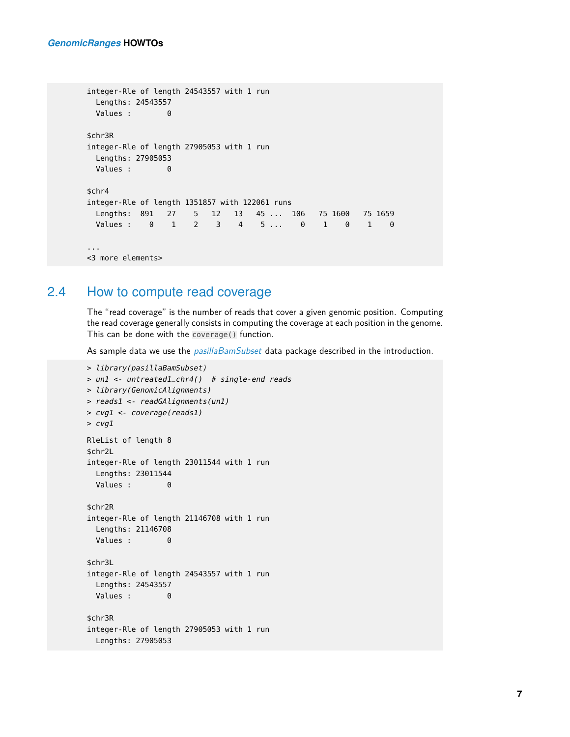```
integer-Rle of length 24543557 with 1 run
  Lengths: 24543557
  Values :        0

$chr3R
integer-Rle of length 27905053 with 1 run
  Lengths: 27905053
  Values :        0

$chr4
integer-Rle of length 1351857 with 122061 runs
  Lengths:  891   27    5   12   13   45 ...  106   75 1600   75 1659
  Values :    0    1    2    3    4    5 ...    0    1    0    1    0

...
<3 more elements>
```

## 2.4 How to compute read coverage

The "read coverage" is the number of reads that cover a given genomic position. Computing the read coverage generally consists in computing the coverage at each position in the genome. This can be done with the `coverage()` function.

As sample data we use the *pasillaBamSubset* data package described in the introduction.

```
> library(pasillaBamSubset)
> un1 <- untreated1_chr4()  # single-end reads
> library(GenomicAlignments)
> reads1 <- readGAlignments(un1)
> cvg1 <- coverage(reads1)
> cvg1

RleList of length 8
$chr2L
integer-Rle of length 23011544 with 1 run
  Lengths: 23011544
  Values :        0

$chr2R
integer-Rle of length 21146708 with 1 run
  Lengths: 21146708
  Values :        0

$chr3L
integer-Rle of length 24543557 with 1 run
  Lengths: 24543557
  Values :        0

$chr3R
integer-Rle of length 27905053 with 1 run
  Lengths: 27905053
```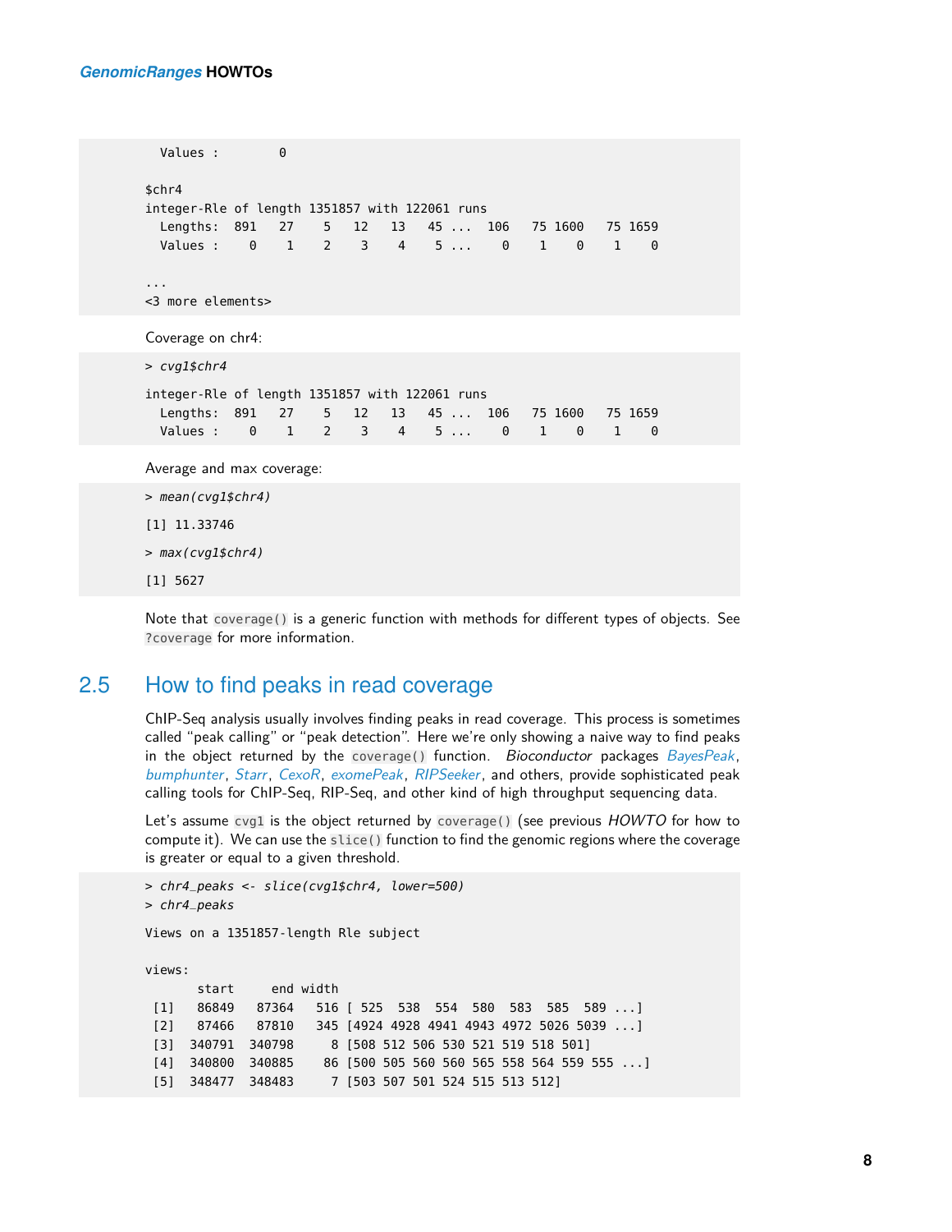```
  Values :        0

$chr4
integer-Rle of length 1351857 with 122061 runs
  Lengths:  891   27    5   12   13   45 ...  106   75 1600   75 1659
  Values :    0    1    2    3    4    5 ...    0    1    0    1    0

...
<3 more elements>
```

Coverage on chr4:

```
> cvg1$chr4

integer-Rle of length 1351857 with 122061 runs
  Lengths:  891   27    5   12   13   45 ...  106   75 1600   75 1659
  Values :    0    1    2    3    4    5 ...    0    1    0    1    0
```

Average and max coverage:

```
> mean(cvg1$chr4)

[1] 11.33746

> max(cvg1$chr4)

[1] 5627
```

Note that `coverage()` is a generic function with methods for different types of objects. See `?coverage` for more information.

## 2.5 How to find peaks in read coverage

ChIP-Seq analysis usually involves finding peaks in read coverage. This process is sometimes called "peak calling" or "peak detection". Here we're only showing a naive way to find peaks in the object returned by the `coverage()` function. *Bioconductor* packages *BayesPeak*, *bumphunter*, *Starr*, *CexoR*, *exomePeak*, *RIPSeeker*, and others, provide sophisticated peak calling tools for ChIP-Seq, RIP-Seq, and other kind of high throughput sequencing data.

Let's assume `cvg1` is the object returned by `coverage()` (see previous *HOWTO* for how to compute it). We can use the `slice()` function to find the genomic regions where the coverage is greater or equal to a given threshold.

```
> chr4_peaks <- slice(cvg1$chr4, lower=500)
> chr4_peaks

Views on a 1351857-length Rle subject

views:
       start     end width
[1]    86849   87364   516 [ 525  538  554  580  583  585  589 ...]
[2]    87466   87810   345 [4924 4928 4941 4943 4972 5026 5039 ...]
[3]   340791  340798     8 [508 512 506 530 521 519 518 501]
[4]   340800  340885    86 [500 505 560 560 565 558 564 559 555 ...]
[5]   348477  348483     7 [503 507 501 524 515 513 512]
```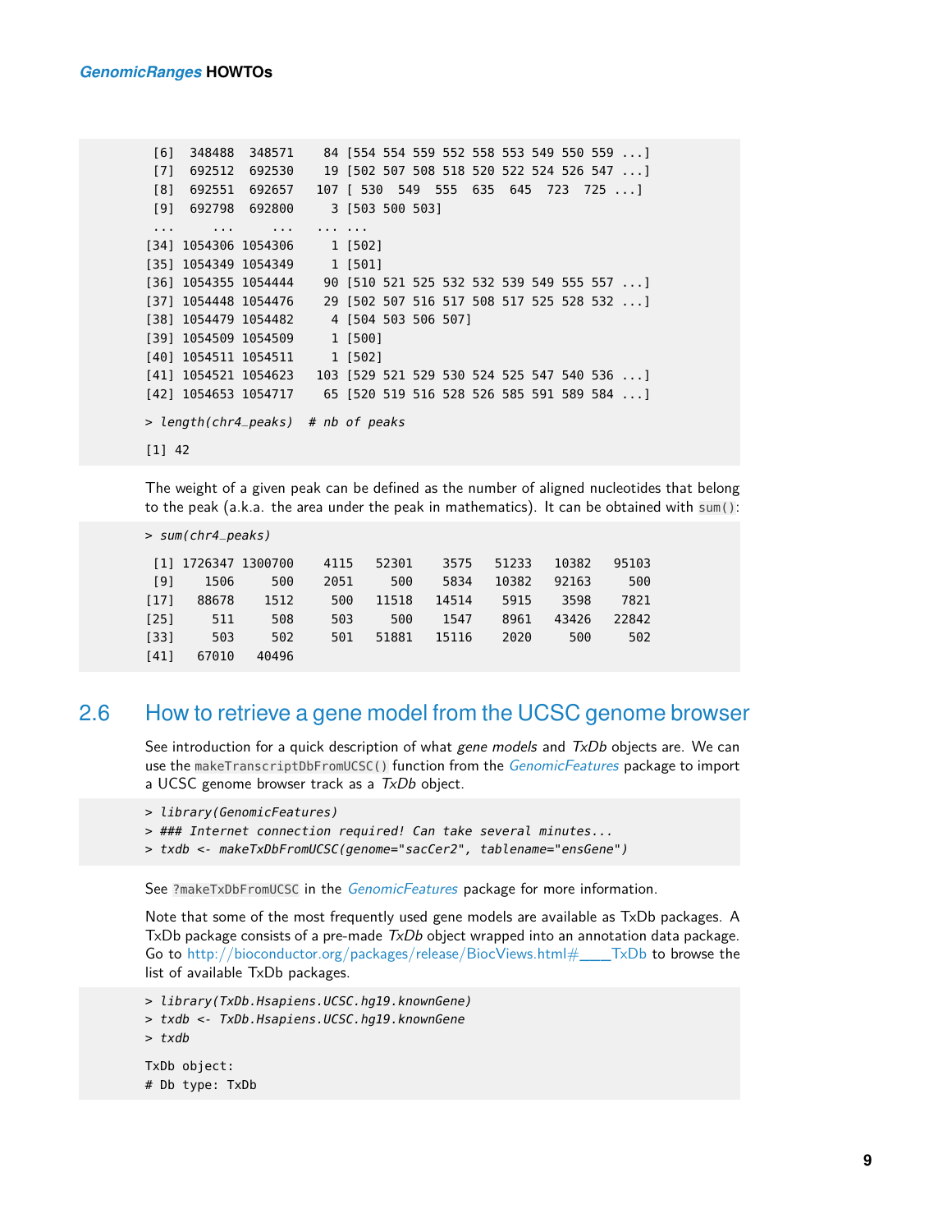```
 [6]  348488  348571    84 [554 554 559 552 558 553 549 550 559 ...]
 [7]  692512  692530    19 [502 507 508 518 520 522 524 526 547 ...]
 [8]  692551  692657   107 [ 530  549  555  635  645  723  725 ...]
 [9]  692798  692800     3 [503 500 503]
 ...     ...     ...   ... ...
[34] 1054306 1054306     1 [502]
[35] 1054349 1054349     1 [501]
[36] 1054355 1054444    90 [510 521 525 532 532 539 549 555 557 ...]
[37] 1054448 1054476    29 [502 507 516 517 508 517 525 528 532 ...]
[38] 1054479 1054482     4 [504 503 506 507]
[39] 1054509 1054509     1 [500]
[40] 1054511 1054511     1 [502]
[41] 1054521 1054623   103 [529 521 529 530 524 525 547 540 536 ...]
[42] 1054653 1054717    65 [520 519 516 528 526 585 591 589 584 ...]

> length(chr4_peaks)  # nb of peaks

[1] 42
```

The weight of a given peak can be defined as the number of aligned nucleotides that belong to the peak (a.k.a. the area under the peak in mathematics). It can be obtained with `sum()`:

```
> sum(chr4_peaks)

 [1] 1726347 1300700    4115   52301    3575   51233   10382   95103
 [9]    1506     500    2051     500    5834   10382   92163     500
[17]   88678    1512     500   11518   14514    5915    3598    7821
[25]     511     508     503     500    1547    8961   43426   22842
[33]     503     502     501   51881   15116    2020     500     502
[41]   67010   40496
```

## 2.6 How to retrieve a gene model from the UCSC genome browser

See introduction for a quick description of what *gene models* and *TxDb* objects are. We can use the `makeTranscriptDbFromUCSC()` function from the *GenomicFeatures* package to import a UCSC genome browser track as a *TxDb* object.

```
> library(GenomicFeatures)
> ### Internet connection required! Can take several minutes...
> txdb <- makeTxDbFromUCSC(genome="sacCer2", tablename="ensGene")
```

See `?makeTxDbFromUCSC` in the *GenomicFeatures* package for more information.

Note that some of the most frequently used gene models are available as TxDb packages. A TxDb package consists of a pre-made *TxDb* object wrapped into an annotation data package. Go to http://bioconductor.org/packages/release/BiocViews.html#____TxDb to browse the list of available TxDb packages.

```
> library(TxDb.Hsapiens.UCSC.hg19.knownGene)
> txdb <- TxDb.Hsapiens.UCSC.hg19.knownGene
> txdb

TxDb object:
# Db type: TxDb
```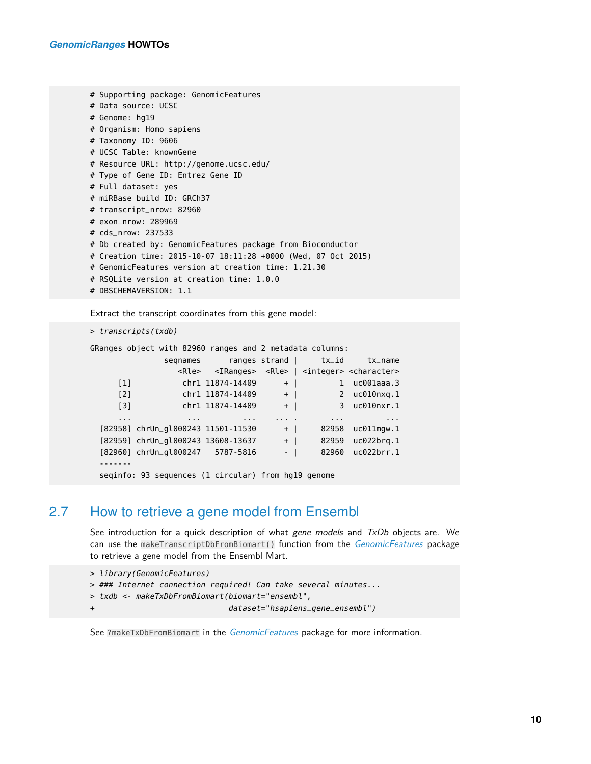```
# Supporting package: GenomicFeatures
# Data source: UCSC
# Genome: hg19
# Organism: Homo sapiens
# Taxonomy ID: 9606
# UCSC Table: knownGene
# Resource URL: http://genome.ucsc.edu/
# Type of Gene ID: Entrez Gene ID
# Full dataset: yes
# miRBase build ID: GRCh37
# transcript_nrow: 82960
# exon_nrow: 289969
# cds_nrow: 237533
# Db created by: GenomicFeatures package from Bioconductor
# Creation time: 2015-10-07 18:11:28 +0000 (Wed, 07 Oct 2015)
# GenomicFeatures version at creation time: 1.21.30
# RSQLite version at creation time: 1.0.0
# DBSCHEMAVERSION: 1.1
```

Extract the transcript coordinates from this gene model:

```
> transcripts(txdb)

GRanges object with 82960 ranges and 2 metadata columns:
                seqnames        ranges strand |     tx_id     tx_name
                   <Rle>     <IRanges>  <Rle> | <integer> <character>
      [1]           chr1   11874-14409      + |         1  uc001aaa.3
      [2]           chr1   11874-14409      + |         2  uc010nxq.1
      [3]           chr1   11874-14409      + |         3  uc010nxr.1
      ...            ...           ...    ... .       ...         ...
  [82958] chrUn_gl000243   11501-11530      + |     82958  uc011mgw.1
  [82959] chrUn_gl000243   13608-13637      + |     82959  uc022brq.1
  [82960] chrUn_gl000247     5787-5816      - |     82960  uc022brr.1
  -------
  seqinfo: 93 sequences (1 circular) from hg19 genome
```

## 2.7 How to retrieve a gene model from Ensembl

See introduction for a quick description of what *gene models* and *TxDb* objects are. We can use the `makeTranscriptDbFromBiomart()` function from the *GenomicFeatures* package to retrieve a gene model from the Ensembl Mart.

```
> library(GenomicFeatures)
> ### Internet connection required! Can take several minutes...
> txdb <- makeTxDbFromBiomart(biomart="ensembl",
+                             dataset="hsapiens_gene_ensembl")
```

See `?makeTxDbFromBiomart` in the *GenomicFeatures* package for more information.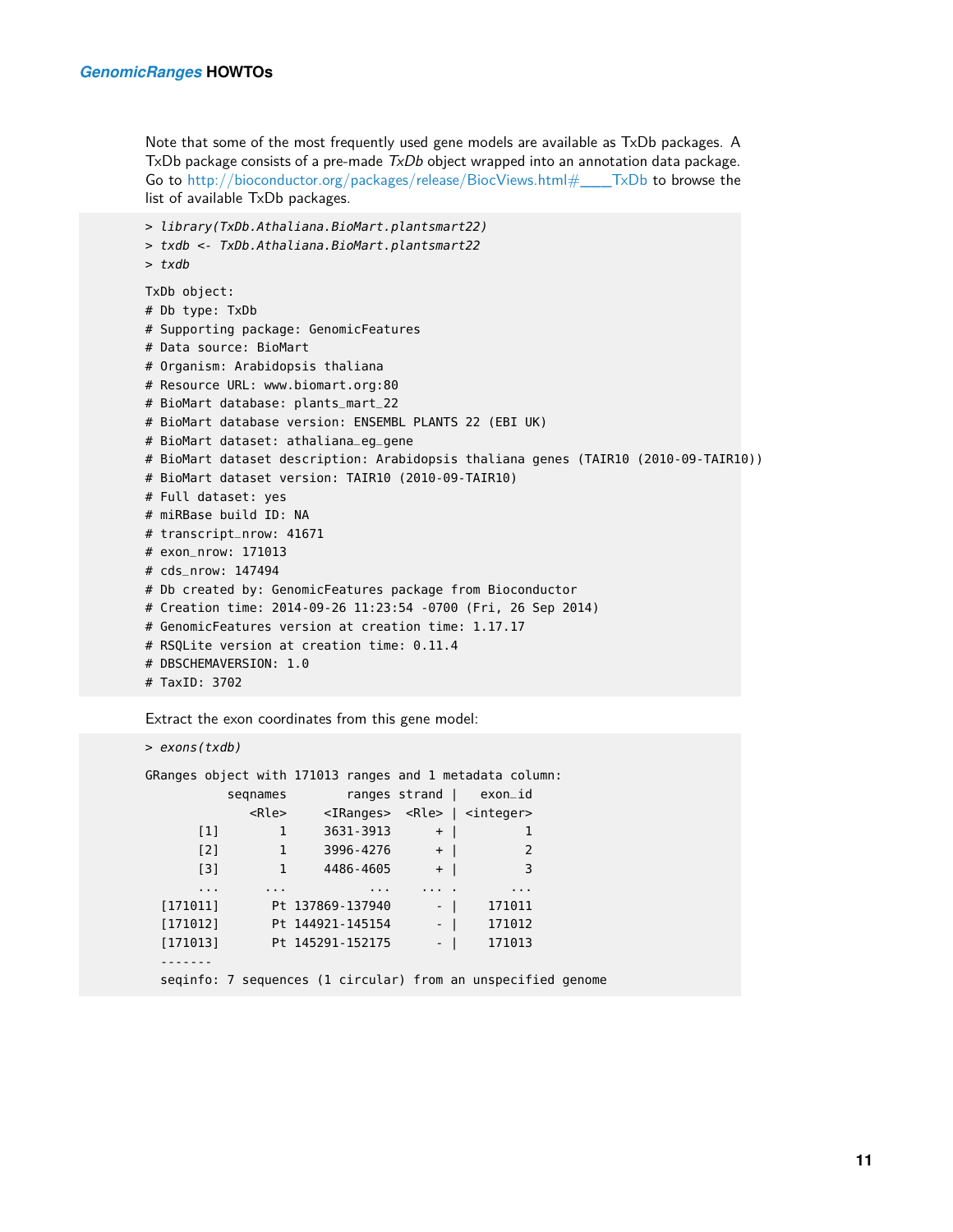Note that some of the most frequently used gene models are available as TxDb packages. A TxDb package consists of a pre-made *TxDb* object wrapped into an annotation data package. Go to http://bioconductor.org/packages/release/BiocViews.html#____TxDb to browse the list of available TxDb packages.

```
> library(TxDb.Athaliana.BioMart.plantsmart22)
> txdb <- TxDb.Athaliana.BioMart.plantsmart22
> txdb

TxDb object:
# Db type: TxDb
# Supporting package: GenomicFeatures
# Data source: BioMart
# Organism: Arabidopsis thaliana
# Resource URL: www.biomart.org:80
# BioMart database: plants_mart_22
# BioMart database version: ENSEMBL PLANTS 22 (EBI UK)
# BioMart dataset: athaliana_eg_gene
# BioMart dataset description: Arabidopsis thaliana genes (TAIR10 (2010-09-TAIR10))
# BioMart dataset version: TAIR10 (2010-09-TAIR10)
# Full dataset: yes
# miRBase build ID: NA
# transcript_nrow: 41671
# exon_nrow: 171013
# cds_nrow: 147494
# Db created by: GenomicFeatures package from Bioconductor
# Creation time: 2014-09-26 11:23:54 -0700 (Fri, 26 Sep 2014)
# GenomicFeatures version at creation time: 1.17.17
# RSQLite version at creation time: 0.11.4
# DBSCHEMAVERSION: 1.0
# TaxID: 3702
```

Extract the exon coordinates from this gene model:

```
> exons(txdb)

GRanges object with 171013 ranges and 1 metadata column:
           seqnames        ranges strand |   exon_id
              <Rle>     <IRanges>  <Rle> | <integer>
       [1]        1     3631-3913      + |         1
       [2]        1     3996-4276      + |         2
       [3]        1     4486-4605      + |         3
       ...      ...           ...    ... .       ...
  [171011]       Pt 137869-137940      - |    171011
  [171012]       Pt 144921-145154      - |    171012
  [171013]       Pt 145291-152175      - |    171013
  -------
  seqinfo: 7 sequences (1 circular) from an unspecified genome
```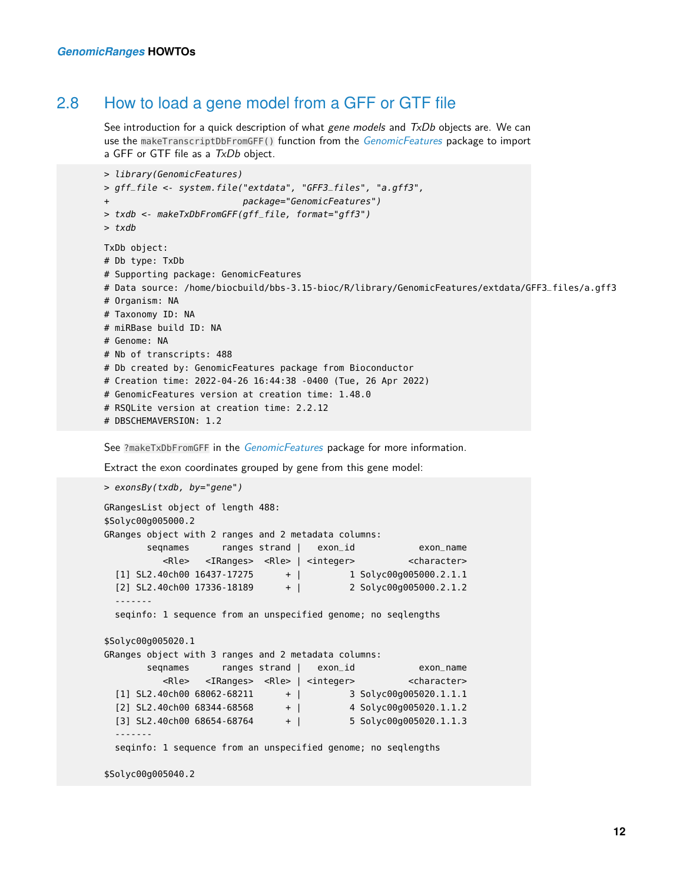## 2.8 How to load a gene model from a GFF or GTF file

See introduction for a quick description of what *gene models* and *TxDb* objects are. We can use the `makeTranscriptDbFromGFF()` function from the *GenomicFeatures* package to import a GFF or GTF file as a *TxDb* object.

```
> library(GenomicFeatures)
> gff_file <- system.file("extdata", "GFF3_files", "a.gff3",
+                         package="GenomicFeatures")
> txdb <- makeTxDbFromGFF(gff_file, format="gff3")
> txdb

TxDb object:
# Db type: TxDb
# Supporting package: GenomicFeatures
# Data source: /home/biocbuild/bbs-3.15-bioc/R/library/GenomicFeatures/extdata/GFF3_files/a.gff3
# Organism: NA
# Taxonomy ID: NA
# miRBase build ID: NA
# Genome: NA
# Nb of transcripts: 488
# Db created by: GenomicFeatures package from Bioconductor
# Creation time: 2022-04-26 16:44:38 -0400 (Tue, 26 Apr 2022)
# GenomicFeatures version at creation time: 1.48.0
# RSQLite version at creation time: 2.2.12
# DBSCHEMAVERSION: 1.2
```

See `?makeTxDbFromGFF` in the *GenomicFeatures* package for more information.

Extract the exon coordinates grouped by gene from this gene model:

```
> exonsBy(txdb, by="gene")

GRangesList object of length 488:
$Solyc00g005000.2
GRanges object with 2 ranges and 2 metadata columns:
        seqnames      ranges strand |   exon_id           exon_name
           <Rle>   <IRanges>  <Rle> | <integer>         <character>
  [1] SL2.40ch00 16437-17275      + |         1 Solyc00g005000.2.1.1
  [2] SL2.40ch00 17336-18189      + |         2 Solyc00g005000.2.1.2
  -------
  seqinfo: 1 sequence from an unspecified genome; no seqlengths

$Solyc00g005020.1
GRanges object with 3 ranges and 2 metadata columns:
        seqnames      ranges strand |   exon_id           exon_name
           <Rle>   <IRanges>  <Rle> | <integer>         <character>
  [1] SL2.40ch00 68062-68211      + |         3 Solyc00g005020.1.1.1
  [2] SL2.40ch00 68344-68568      + |         4 Solyc00g005020.1.1.2
  [3] SL2.40ch00 68654-68764      + |         5 Solyc00g005020.1.1.3
  -------
  seqinfo: 1 sequence from an unspecified genome; no seqlengths

$Solyc00g005040.2
```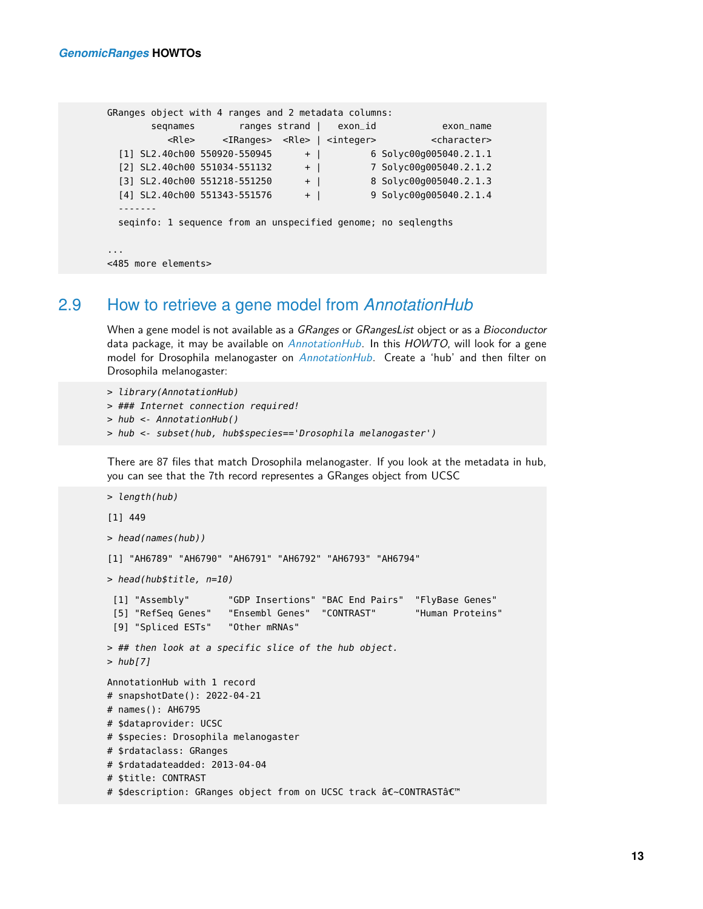```
GRanges object with 4 ranges and 2 metadata columns:
        seqnames        ranges strand |   exon_id           exon_name
           <Rle>     <IRanges>  <Rle> | <integer>         <character>
  [1] SL2.40ch00 550920-550945      + |         6 Solyc00g005040.2.1.1
  [2] SL2.40ch00 551034-551132      + |         7 Solyc00g005040.2.1.2
  [3] SL2.40ch00 551218-551250      + |         8 Solyc00g005040.2.1.3
  [4] SL2.40ch00 551343-551576      + |         9 Solyc00g005040.2.1.4
  -------
  seqinfo: 1 sequence from an unspecified genome; no seqlengths

...
<485 more elements>
```

## 2.9 How to retrieve a gene model from *AnnotationHub*

When a gene model is not available as a *GRanges* or *GRangesList* object or as a *Bioconductor* data package, it may be available on *AnnotationHub*. In this *HOWTO*, will look for a gene model for Drosophila melanogaster on *AnnotationHub*. Create a 'hub' and then filter on Drosophila melanogaster:

```
> library(AnnotationHub)
> ### Internet connection required!
> hub <- AnnotationHub()
> hub <- subset(hub, hub$species=='Drosophila melanogaster')
```

There are 87 files that match Drosophila melanogaster. If you look at the metadata in hub, you can see that the 7th record representes a GRanges object from UCSC

```
> length(hub)
[1] 449
> head(names(hub))
[1] "AH6789" "AH6790" "AH6791" "AH6792" "AH6793" "AH6794"
> head(hub$title, n=10)
 [1] "Assembly"       "GDP Insertions" "BAC End Pairs"  "FlyBase Genes"
 [5] "RefSeq Genes"   "Ensembl Genes"  "CONTRAST"       "Human Proteins"
 [9] "Spliced ESTs"   "Other mRNAs"
> ## then look at a specific slice of the hub object.
> hub[7]
AnnotationHub with 1 record
# snapshotDate(): 2022-04-21
# names(): AH6795
# $dataprovider: UCSC
# $species: Drosophila melanogaster
# $rdataclass: GRanges
# $rdatadateadded: 2013-04-04
# $title: CONTRAST
# $description: GRanges object from on UCSC track â€˜CONTRASTâ€™
```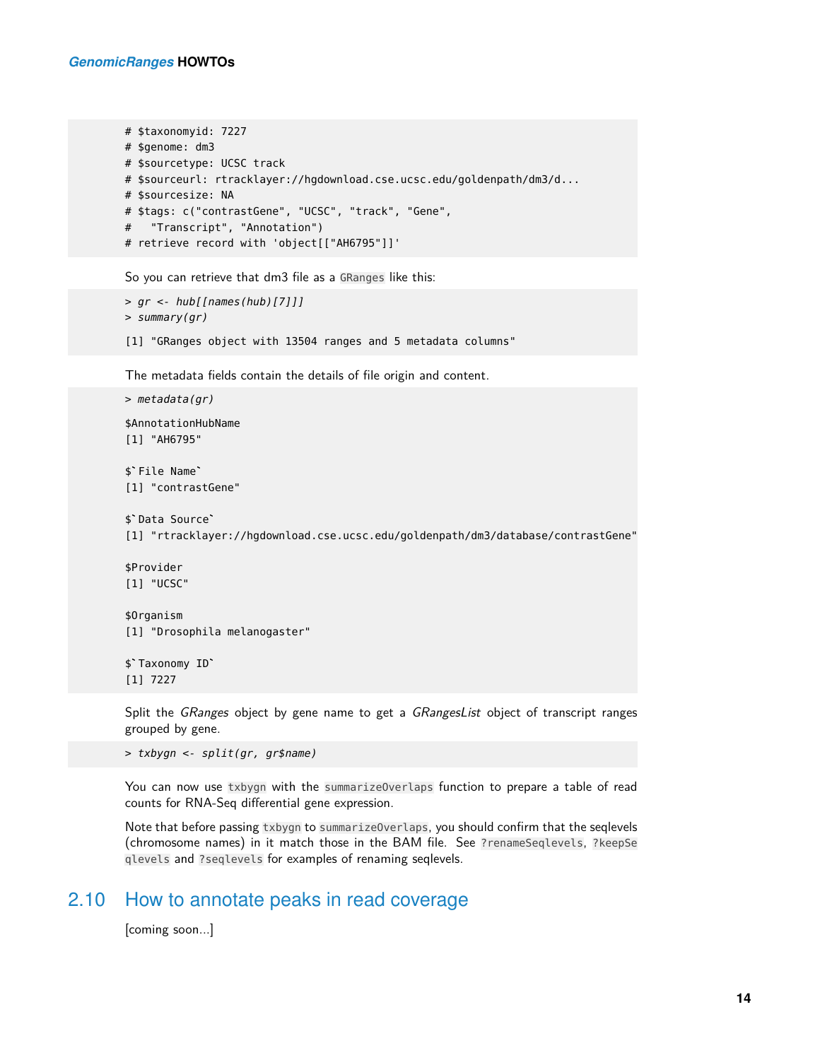```
# $taxonomyid: 7227
# $genome: dm3
# $sourcetype: UCSC track
# $sourceurl: rtracklayer://hgdownload.cse.ucsc.edu/goldenpath/dm3/d...
# $sourcesize: NA
# $tags: c("contrastGene", "UCSC", "track", "Gene",
#   "Transcript", "Annotation")
# retrieve record with 'object[["AH6795"]]'
```

So you can retrieve that dm3 file as a `GRanges` like this:

```
> gr <- hub[[names(hub)[7]]]
> summary(gr)

[1] "GRanges object with 13504 ranges and 5 metadata columns"
```

The metadata fields contain the details of file origin and content.

```
> metadata(gr)

$AnnotationHubName
[1] "AH6795"

$`File Name`
[1] "contrastGene"

$`Data Source`
[1] "rtracklayer://hgdownload.cse.ucsc.edu/goldenpath/dm3/database/contrastGene"

$Provider
[1] "UCSC"

$Organism
[1] "Drosophila melanogaster"

$`Taxonomy ID`
[1] 7227
```

Split the *GRanges* object by gene name to get a *GRangesList* object of transcript ranges grouped by gene.

```
> txbygn <- split(gr, gr$name)
```

You can now use `txbygn` with the `summarizeOverlaps` function to prepare a table of read counts for RNA-Seq differential gene expression.

Note that before passing `txbygn` to `summarizeOverlaps`, you should confirm that the seqlevels (chromosome names) in it match those in the BAM file. See `?renameSeqlevels`, `?keepSeqlevels` and `?seqlevels` for examples of renaming seqlevels.

## 2.10 How to annotate peaks in read coverage

[coming soon...]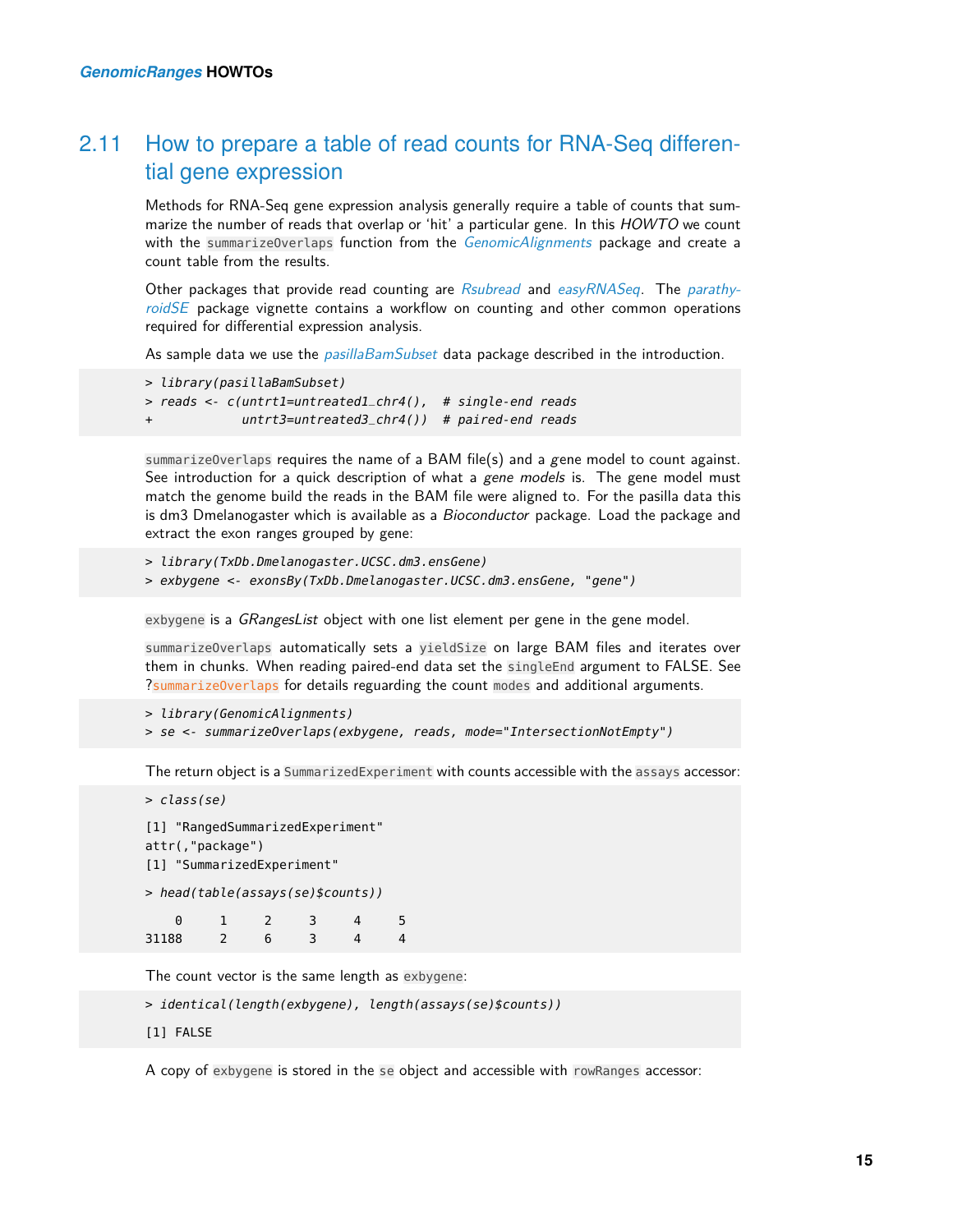## 2.11 How to prepare a table of read counts for RNA-Seq differential gene expression

Methods for RNA-Seq gene expression analysis generally require a table of counts that summarize the number of reads that overlap or 'hit' a particular gene. In this *HOWTO* we count with the summarizeOverlaps function from the *GenomicAlignments* package and create a count table from the results.

Other packages that provide read counting are *Rsubread* and *easyRNASeq*. The *parathyroidSE* package vignette contains a workflow on counting and other common operations required for differential expression analysis.

As sample data we use the *pasillaBamSubset* data package described in the introduction.

```
> library(pasillaBamSubset)
> reads <- c(untrt1=untreated1_chr4(),  # single-end reads
+            untrt3=untreated3_chr4())  # paired-end reads
```

summarizeOverlaps requires the name of a BAM file(s) and a *gene* model to count against. See introduction for a quick description of what a *gene models* is. The gene model must match the genome build the reads in the BAM file were aligned to. For the pasilla data this is dm3 Dmelanogaster which is available as a *Bioconductor* package. Load the package and extract the exon ranges grouped by gene:

```
> library(TxDb.Dmelanogaster.UCSC.dm3.ensGene)
> exbygene <- exonsBy(TxDb.Dmelanogaster.UCSC.dm3.ensGene, "gene")
```

exbygene is a *GRangesList* object with one list element per gene in the gene model.

summarizeOverlaps automatically sets a yieldSize on large BAM files and iterates over them in chunks. When reading paired-end data set the singleEnd argument to FALSE. See ?summarizeOverlaps for details reguarding the count modes and additional arguments.

```
> library(GenomicAlignments)
> se <- summarizeOverlaps(exbygene, reads, mode="IntersectionNotEmpty")
```

The return object is a SummarizedExperiment with counts accessible with the assays accessor:

```
> class(se)
[1] "RangedSummarizedExperiment"
attr(,"package")
[1] "SummarizedExperiment"
> head(table(assays(se)$counts))
    0     1     2     3     4     5 
31188     2     6     3     4     4 
```

The count vector is the same length as exbygene:

```
> identical(length(exbygene), length(assays(se)$counts))
[1] FALSE
```

A copy of exbygene is stored in the se object and accessible with rowRanges accessor: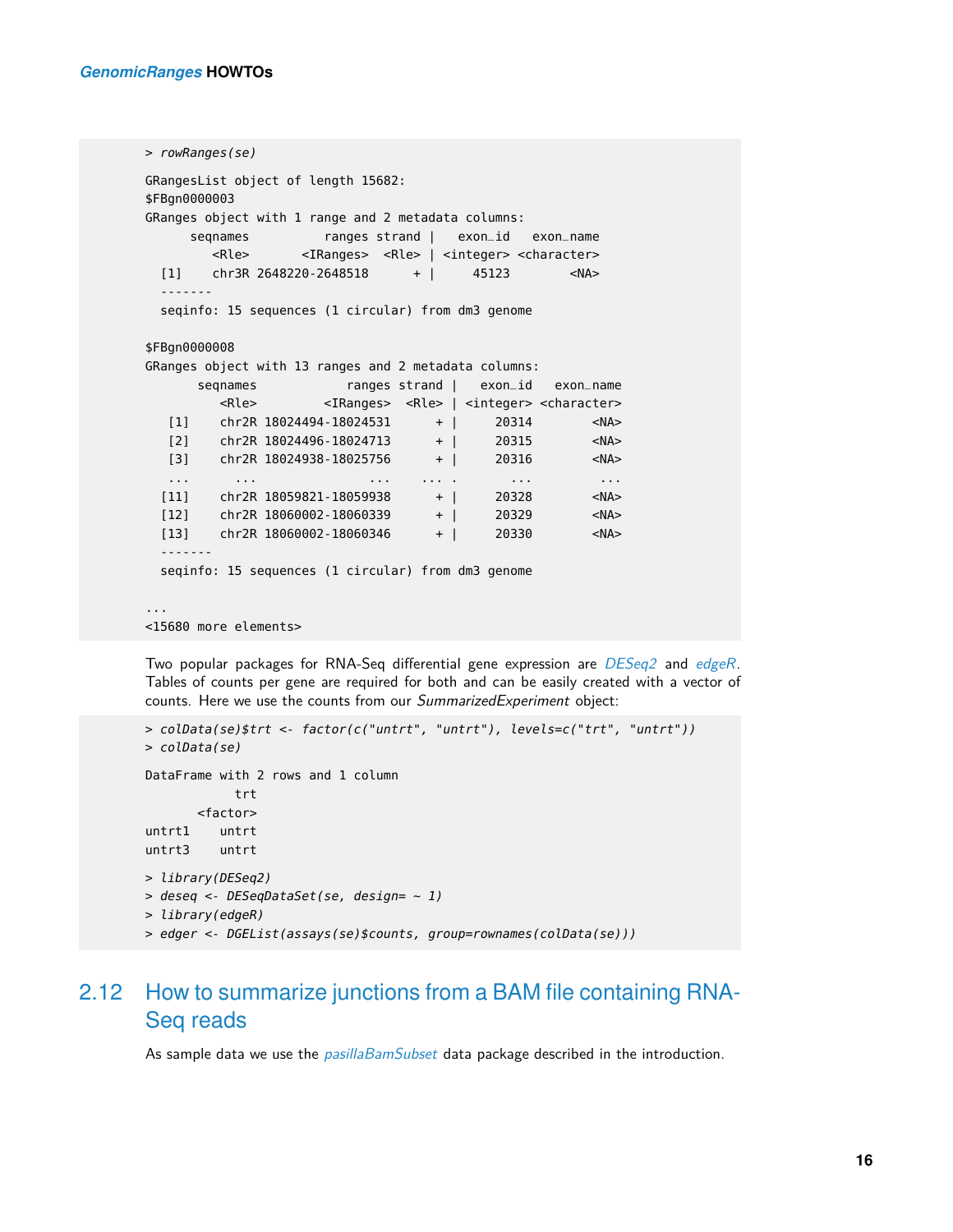```
> rowRanges(se)

GRangesList object of length 15682:
$FBgn0000003
GRanges object with 1 range and 2 metadata columns:
      seqnames          ranges strand |   exon_id   exon_name
         <Rle>       <IRanges>  <Rle> | <integer> <character>
  [1]    chr3R 2648220-2648518      + |     45123        <NA>
  -------
  seqinfo: 15 sequences (1 circular) from dm3 genome

$FBgn0000008
GRanges object with 13 ranges and 2 metadata columns:
       seqnames            ranges strand |   exon_id   exon_name
          <Rle>         <IRanges>  <Rle> | <integer> <character>
   [1]    chr2R 18024494-18024531      + |     20314        <NA>
   [2]    chr2R 18024496-18024713      + |     20315        <NA>
   [3]    chr2R 18024938-18025756      + |     20316        <NA>
   ...      ...               ...    ... .       ...         ...
  [11]    chr2R 18059821-18059938      + |     20328        <NA>
  [12]    chr2R 18060002-18060339      + |     20329        <NA>
  [13]    chr2R 18060002-18060346      + |     20330        <NA>
  -------
  seqinfo: 15 sequences (1 circular) from dm3 genome

...
<15680 more elements>
```

Two popular packages for RNA-Seq differential gene expression are *DESeq2* and *edgeR*. Tables of counts per gene are required for both and can be easily created with a vector of counts. Here we use the counts from our *SummarizedExperiment* object:

```
> colData(se)$trt <- factor(c("untrt", "untrt"), levels=c("trt", "untrt"))
> colData(se)

DataFrame with 2 rows and 1 column
            trt
       <factor>
untrt1    untrt
untrt3    untrt

> library(DESeq2)
> deseq <- DESeqDataSet(se, design= ~ 1)
> library(edgeR)
> edger <- DGEList(assays(se)$counts, group=rownames(colData(se)))
```

## 2.12 How to summarize junctions from a BAM file containing RNA-Seq reads

As sample data we use the *pasillaBamSubset* data package described in the introduction.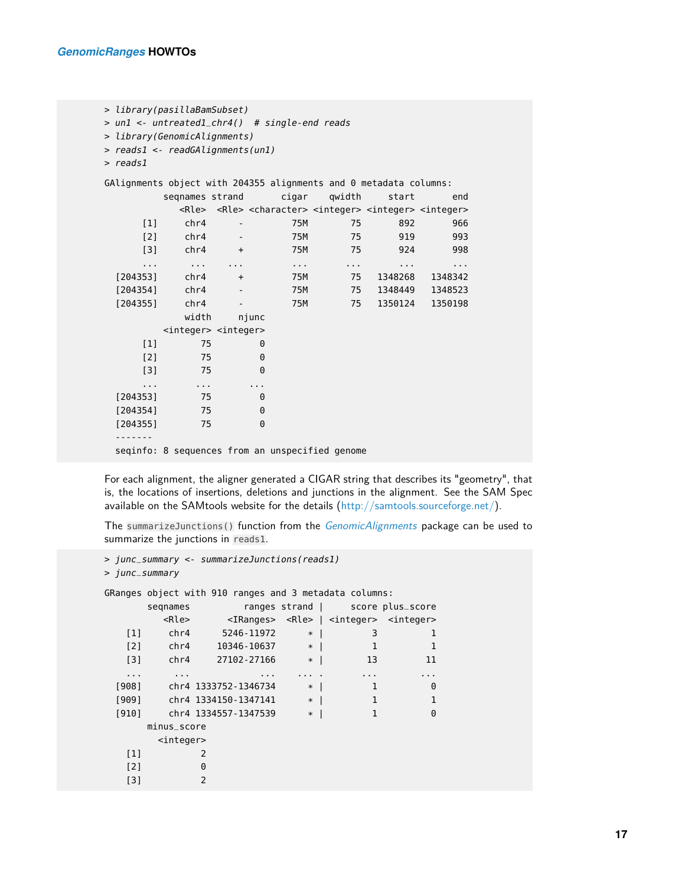```
> library(pasillaBamSubset)
> un1 <- untreated1_chr4()  # single-end reads
> library(GenomicAlignments)
> reads1 <- readGAlignments(un1)
> reads1

GAlignments object with 204355 alignments and 0 metadata columns:
           seqnames strand       cigar    qwidth     start       end
              <Rle>  <Rle> <character> <integer> <integer> <integer>
       [1]     chr4      -         75M        75       892       966
       [2]     chr4      -         75M        75       919       993
       [3]     chr4      +         75M        75       924       998
       ...      ...    ...         ...       ...       ...       ...
  [204353]     chr4      +         75M        75   1348268   1348342
  [204354]     chr4      -         75M        75   1348449   1348523
  [204355]     chr4      -         75M        75   1350124   1350198
               width     njunc
           <integer> <integer>
       [1]        75         0
       [2]        75         0
       [3]        75         0
       ...       ...       ...
  [204353]        75         0
  [204354]        75         0
  [204355]        75         0
  -------
  seqinfo: 8 sequences from an unspecified genome
```

For each alignment, the aligner generated a CIGAR string that describes its "geometry", that is, the locations of insertions, deletions and junctions in the alignment. See the SAM Spec available on the SAMtools website for the details (http://samtools.sourceforge.net/).

The `summarizeJunctions()` function from the *GenomicAlignments* package can be used to summarize the junctions in `reads1`.

```
> junc_summary <- summarizeJunctions(reads1)
> junc_summary

GRanges object with 910 ranges and 3 metadata columns:
        seqnames          ranges strand |     score plus_score
           <Rle>       <IRanges>  <Rle> | <integer>  <integer>
    [1]     chr4      5246-11972      * |         3          1
    [2]     chr4     10346-10637      * |         1          1
    [3]     chr4     27102-27166      * |        13         11
    ...      ...             ...    ... .       ...        ...
  [908]     chr4 1333752-1346734      * |         1          0
  [909]     chr4 1334150-1347141      * |         1          1
  [910]     chr4 1334557-1347539      * |         1          0
        minus_score
          <integer>
    [1]           2
    [2]           0
    [3]           2
```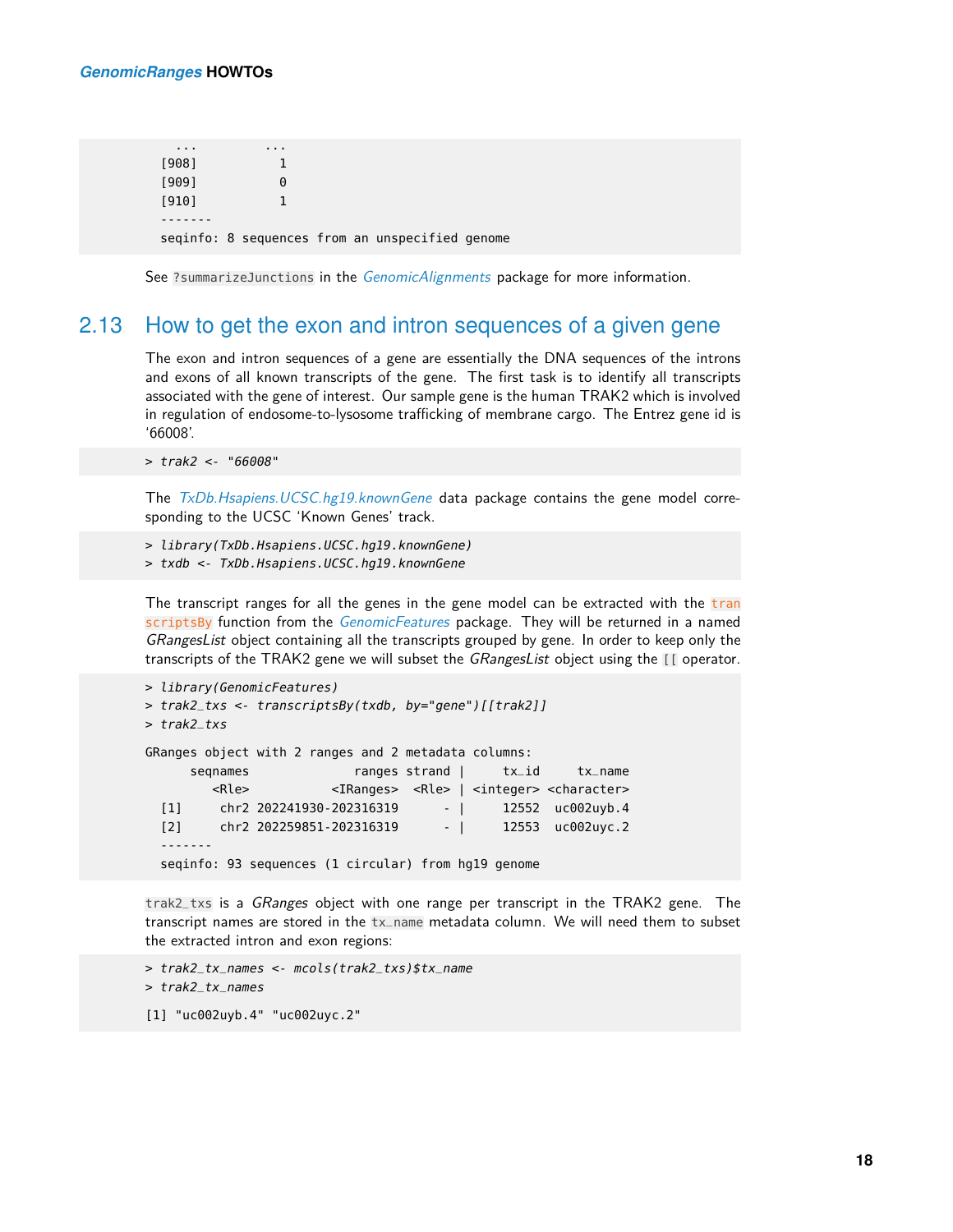```
  ...         ...
[908]           1
[909]           0
[910]           1
-------
seqinfo: 8 sequences from an unspecified genome
```

See `?summarizeJunctions` in the *GenomicAlignments* package for more information.

## 2.13 How to get the exon and intron sequences of a given gene

The exon and intron sequences of a gene are essentially the DNA sequences of the introns and exons of all known transcripts of the gene. The first task is to identify all transcripts associated with the gene of interest. Our sample gene is the human TRAK2 which is involved in regulation of endosome-to-lysosome trafficking of membrane cargo. The Entrez gene id is '66008'.

```
> trak2 <- "66008"
```

The *TxDb.Hsapiens.UCSC.hg19.knownGene* data package contains the gene model corresponding to the UCSC 'Known Genes' track.

```
> library(TxDb.Hsapiens.UCSC.hg19.knownGene)
> txdb <- TxDb.Hsapiens.UCSC.hg19.knownGene
```

The transcript ranges for all the genes in the gene model can be extracted with the `transcriptsBy` function from the *GenomicFeatures* package. They will be returned in a named *GRangesList* object containing all the transcripts grouped by gene. In order to keep only the transcripts of the TRAK2 gene we will subset the *GRangesList* object using the `[[` operator.

```
> library(GenomicFeatures)
> trak2_txs <- transcriptsBy(txdb, by="gene")[[trak2]]
> trak2_txs

GRanges object with 2 ranges and 2 metadata columns:
      seqnames              ranges strand |     tx_id     tx_name
         <Rle>           <IRanges>  <Rle> | <integer> <character>
  [1]     chr2 202241930-202316319      - |     12552  uc002uyb.4
  [2]     chr2 202259851-202316319      - |     12553  uc002uyc.2
  -------
  seqinfo: 93 sequences (1 circular) from hg19 genome
```

`trak2_txs` is a *GRanges* object with one range per transcript in the TRAK2 gene. The transcript names are stored in the `tx_name` metadata column. We will need them to subset the extracted intron and exon regions:

```
> trak2_tx_names <- mcols(trak2_txs)$tx_name
> trak2_tx_names

[1] "uc002uyb.4" "uc002uyc.2"
```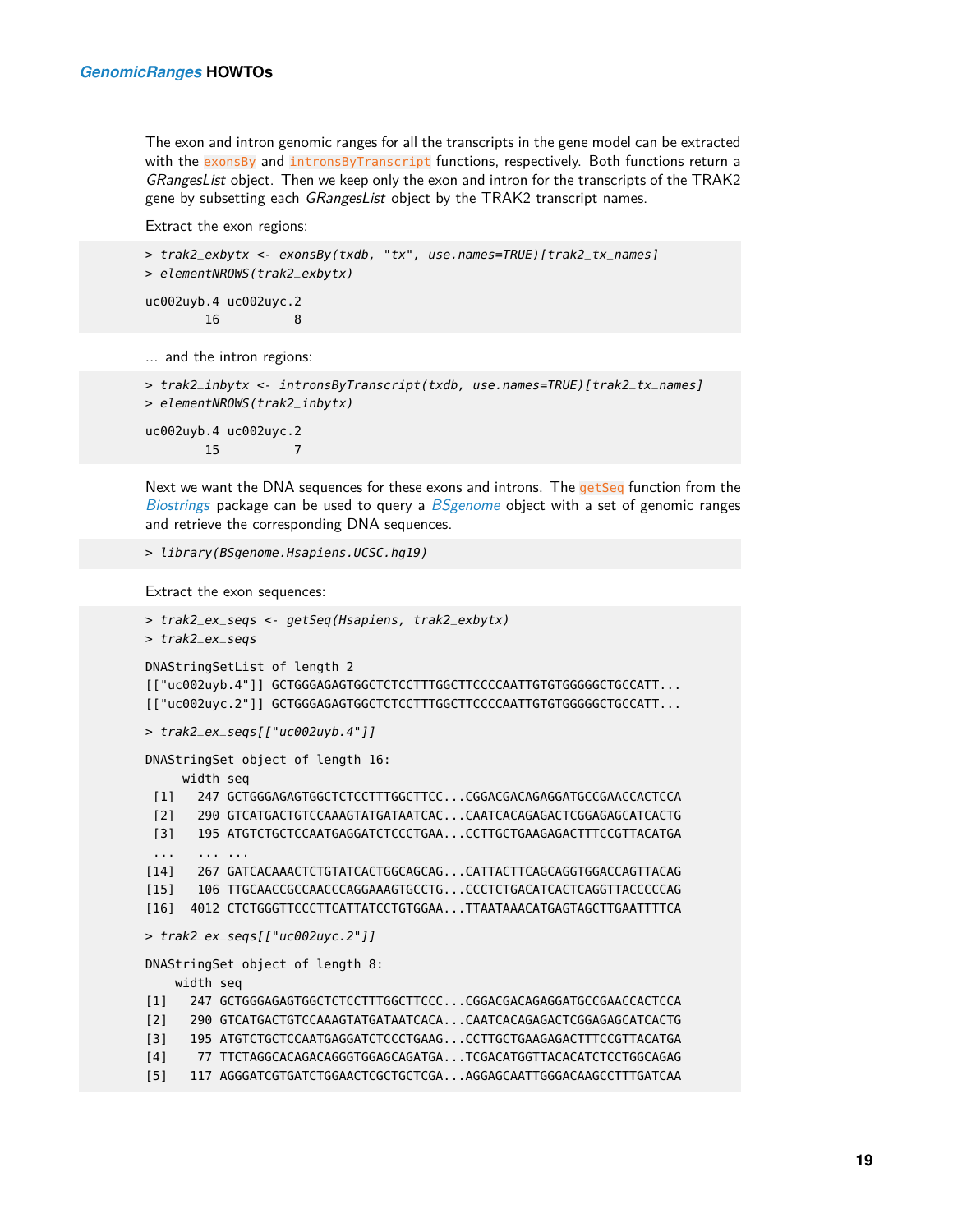The exon and intron genomic ranges for all the transcripts in the gene model can be extracted with the `exonsBy` and `intronsByTranscript` functions, respectively. Both functions return a *GRangesList* object. Then we keep only the exon and intron for the transcripts of the TRAK2 gene by subsetting each *GRangesList* object by the TRAK2 transcript names.

Extract the exon regions:

```
> trak2_exbytx <- exonsBy(txdb, "tx", use.names=TRUE)[trak2_tx_names]
> elementNROWS(trak2_exbytx)

uc002uyb.4 uc002uyc.2
        16          8
```

... and the intron regions:

```
> trak2_inbytx <- intronsByTranscript(txdb, use.names=TRUE)[trak2_tx_names]
> elementNROWS(trak2_inbytx)

uc002uyb.4 uc002uyc.2
        15          7
```

Next we want the DNA sequences for these exons and introns. The `getSeq` function from the *Biostrings* package can be used to query a *BSgenome* object with a set of genomic ranges and retrieve the corresponding DNA sequences.

```
> library(BSgenome.Hsapiens.UCSC.hg19)
```

Extract the exon sequences:

```
> trak2_ex_seqs <- getSeq(Hsapiens, trak2_exbytx)
> trak2_ex_seqs

DNAStringSetList of length 2
[["uc002uyb.4"]] GCTGGGAGAGTGGCTCTCCTTTGGCTTCCCCAATTGTGTGGGGGCTGCCATT...
[["uc002uyc.2"]] GCTGGGAGAGTGGCTCTCCTTTGGCTTCCCCAATTGTGTGGGGGCTGCCATT...

> trak2_ex_seqs[["uc002uyb.4"]]

DNAStringSet object of length 16:
     width seq
 [1]   247 GCTGGGAGAGTGGCTCTCCTTTGGCTTCC...CGGACGACAGAGGATGCCGAACCACTCCA
 [2]   290 GTCATGACTGTCCAAAGTATGATAATCAC...CAATCACAGAGACTCGGAGAGCATCACTG
 [3]   195 ATGTCTGCTCCAATGAGGATCTCCCTGAA...CCTTGCTGAAGAGACTTTCCGTTACATGA
 ...   ... ...
[14]   267 GATCACAAACTCTGTATCACTGGCAGCAG...CATTACTTCAGCAGGTGGACCAGTTACAG
[15]   106 TTGCAACCGCCAACCCAGGAAAGTGCCTG...CCCTCTGACATCACTCAGGTTACCCCCAG
[16]  4012 CTCTGGGTTCCCTTCATTATCCTGTGGAA...TTAATAAACATGAGTAGCTTGAATTTTCA

> trak2_ex_seqs[["uc002uyc.2"]]

DNAStringSet object of length 8:
    width seq
[1]   247 GCTGGGAGAGTGGCTCTCCTTTGGCTTCCC...CGGACGACAGAGGATGCCGAACCACTCCA
[2]   290 GTCATGACTGTCCAAAGTATGATAATCACA...CAATCACAGAGACTCGGAGAGCATCACTG
[3]   195 ATGTCTGCTCCAATGAGGATCTCCCTGAAG...CCTTGCTGAAGAGACTTTCCGTTACATGA
[4]    77 TTCTAGGCACAGACAGGGTGGAGCAGATGA...TCGACATGGTTACACATCTCCTGGCAGAG
[5]   117 AGGGATCGTGATCTGGAACTCGCTGCTCGA...AGGAGCAATTGGGACAAGCCTTTGATCAA
```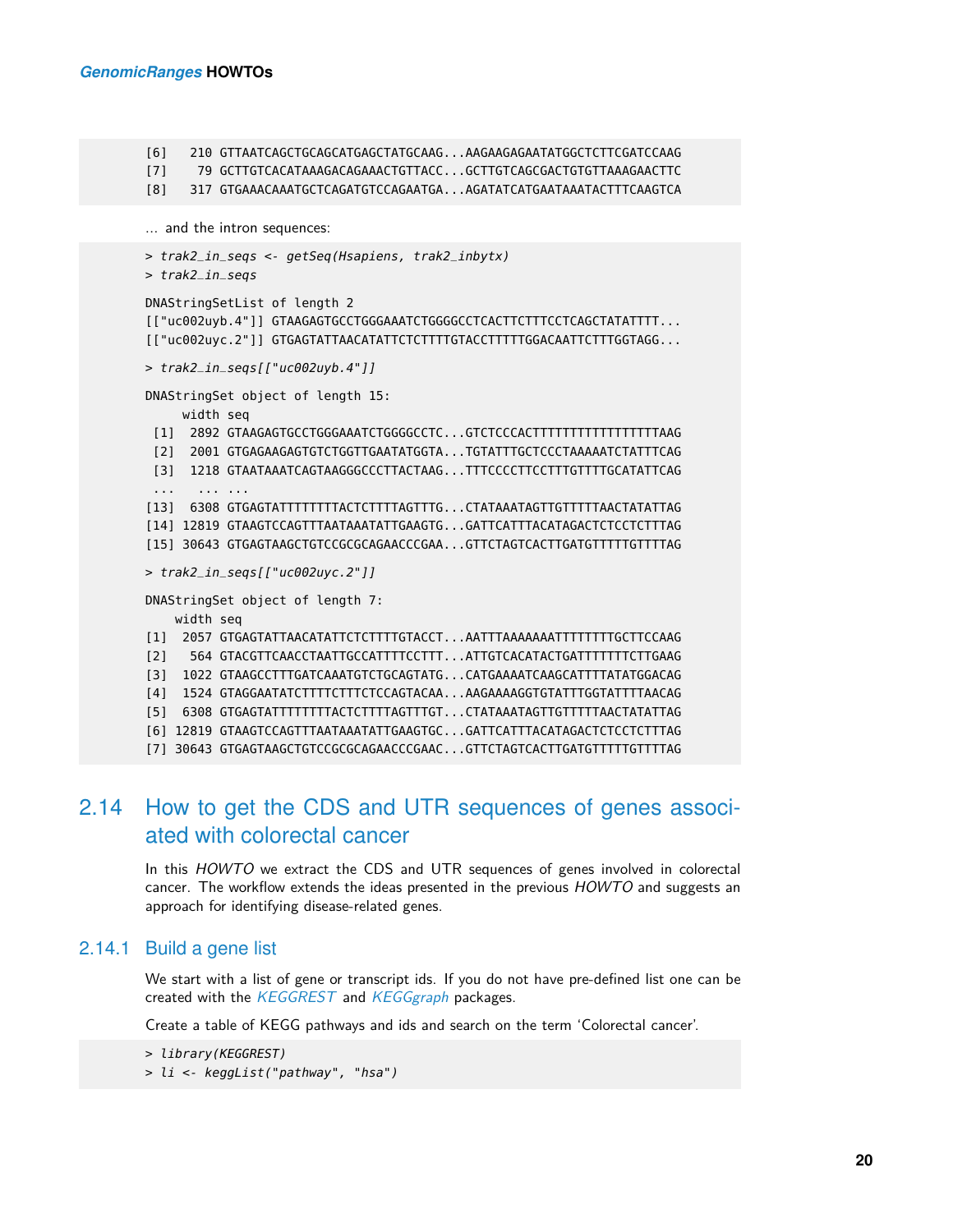```
[6]   210 GTTAATCAGCTGCAGCATGAGCTATGCAAG...AAGAAGAGAATATGGCTCTTCGATCCAAG
[7]    79 GCTTGTCACATAAAGACAGAAACTGTTACC...GCTTGTCAGCGACTGTGTTAAAGAACTTC
[8]   317 GTGAAACAAATGCTCAGATGTCCAGAATGA...AGATATCATGAATAAATACTTTCAAGTCA
```

… and the intron sequences:

```
> trak2_in_seqs <- getSeq(Hsapiens, trak2_inbytx)
> trak2_in_seqs

DNAStringSetList of length 2
[["uc002uyb.4"]] GTAAGAGTGCCTGGGAAATCTGGGGCCTCACTTCTTTCCTCAGCTATATTTT...
[["uc002uyc.2"]] GTGAGTATTAACATATTCTCTTTTGTACCTTTTTGGACAATTCTTTGGTAGG...

> trak2_in_seqs[["uc002uyb.4"]]

DNAStringSet object of length 15:
     width seq
 [1]  2892 GTAAGAGTGCCTGGGAAATCTGGGGCCTC...GTCTCCCACTTTTTTTTTTTTTTTTTTAAG
 [2]  2001 GTGAGAAGAGTGTCTGGTTGAATATGGTA...TGTATTTGCTCCCTAAAAATCTATTTCAG
 [3]  1218 GTAATAAATCAGTAAGGGCCCTTACTAAG...TTTCCCCTTCCTTTGTTTTGCATATTCAG
 ...   ... ...
[13]  6308 GTGAGTATTTTTTTTACTCTTTTAGTTTG...CTATAAATAGTTGTTTTTAACTATATTAG
[14] 12819 GTAAGTCCAGTTTAATAAATATTGAAGTG...GATTCATTTACATAGACTCTCCTCTTTAG
[15] 30643 GTGAGTAAGCTGTCCGCGCAGAACCCGAA...GTTCTAGTCACTTGATGTTTTTGTTTTAG

> trak2_in_seqs[["uc002uyc.2"]]

DNAStringSet object of length 7:
    width seq
[1]  2057 GTGAGTATTAACATATTCTCTTTTGTACCT...AATTTAAAAAAATTTTTTTTGCTTCCAAG
[2]   564 GTACGTTCAACCTAATTGCCATTTTCCTTT...ATTGTCACATACTGATTTTTTTCTTGAAG
[3]  1022 GTAAGCCTTTGATCAAATGTCTGCAGTATG...CATGAAAATCAAGCATTTTATATGGACAG
[4]  1524 GTAGGAATATCTTTTCTTTCTCCAGTACAA...AAGAAAAGGTGTATTTGGTATTTTAACAG
[5]  6308 GTGAGTATTTTTTTTACTCTTTTAGTTTGT...CTATAAATAGTTGTTTTTAACTATATTAG
[6] 12819 GTAAGTCCAGTTTAATAAATATTGAAGTGC...GATTCATTTACATAGACTCTCCTCTTTAG
[7] 30643 GTGAGTAAGCTGTCCGCGCAGAACCCGAAC...GTTCTAGTCACTTGATGTTTTTGTTTTAG
```

## 2.14 How to get the CDS and UTR sequences of genes associated with colorectal cancer

In this *HOWTO* we extract the CDS and UTR sequences of genes involved in colorectal cancer. The workflow extends the ideas presented in the previous *HOWTO* and suggests an approach for identifying disease-related genes.

### 2.14.1 Build a gene list

We start with a list of gene or transcript ids. If you do not have pre-defined list one can be created with the *KEGGREST* and *KEGGgraph* packages.

Create a table of KEGG pathways and ids and search on the term 'Colorectal cancer'.

```
> library(KEGGREST)
> li <- keggList("pathway", "hsa")
```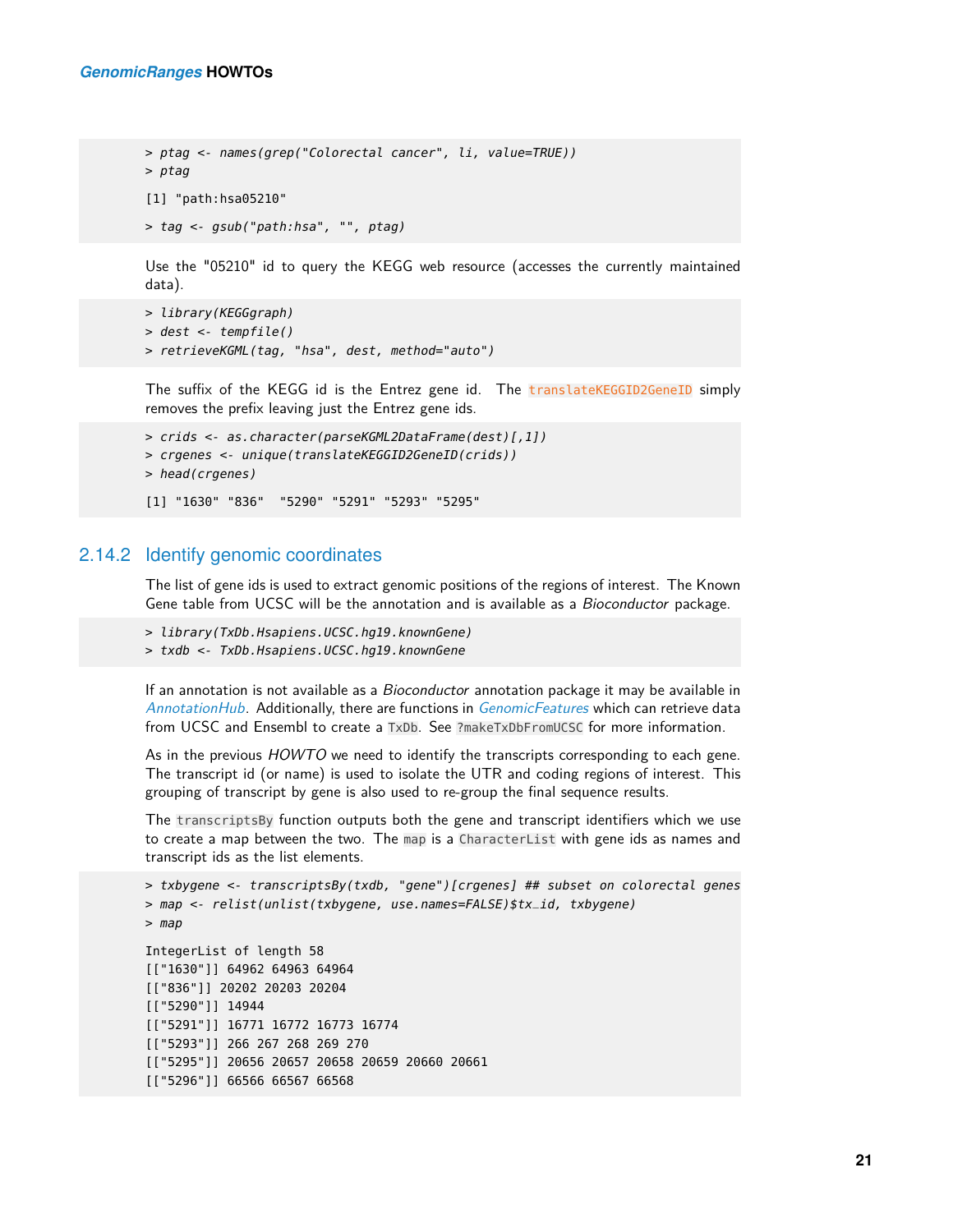```
> ptag <- names(grep("Colorectal cancer", li, value=TRUE))
> ptag

[1] "path:hsa05210"

> tag <- gsub("path:hsa", "", ptag)
```

Use the "05210" id to query the KEGG web resource (accesses the currently maintained data).

```
> library(KEGGgraph)
> dest <- tempfile()
> retrieveKGML(tag, "hsa", dest, method="auto")
```

The suffix of the KEGG id is the Entrez gene id. The `translateKEGGID2GeneID` simply removes the prefix leaving just the Entrez gene ids.

```
> crids <- as.character(parseKGML2DataFrame(dest)[,1])
> crgenes <- unique(translateKEGGID2GeneID(crids))
> head(crgenes)

[1] "1630" "836"  "5290" "5291" "5293" "5295"
```

### 2.14.2 Identify genomic coordinates

The list of gene ids is used to extract genomic positions of the regions of interest. The Known Gene table from UCSC will be the annotation and is available as a *Bioconductor* package.

```
> library(TxDb.Hsapiens.UCSC.hg19.knownGene)
> txdb <- TxDb.Hsapiens.UCSC.hg19.knownGene
```

If an annotation is not available as a *Bioconductor* annotation package it may be available in *AnnotationHub*. Additionally, there are functions in *GenomicFeatures* which can retrieve data from UCSC and Ensembl to create a `TxDb`. See `?makeTxDbFromUCSC` for more information.

As in the previous *HOWTO* we need to identify the transcripts corresponding to each gene. The transcript id (or name) is used to isolate the UTR and coding regions of interest. This grouping of transcript by gene is also used to re-group the final sequence results.

The `transcriptsBy` function outputs both the gene and transcript identifiers which we use to create a map between the two. The `map` is a `CharacterList` with gene ids as names and transcript ids as the list elements.

```
> txbygene <- transcriptsBy(txdb, "gene")[crgenes] ## subset on colorectal genes
> map <- relist(unlist(txbygene, use.names=FALSE)$tx_id, txbygene)
> map

IntegerList of length 58
[["1630"]] 64962 64963 64964
[["836"]] 20202 20203 20204
[["5290"]] 14944
[["5291"]] 16771 16772 16773 16774
[["5293"]] 266 267 268 269 270
[["5295"]] 20656 20657 20658 20659 20660 20661
[["5296"]] 66566 66567 66568
```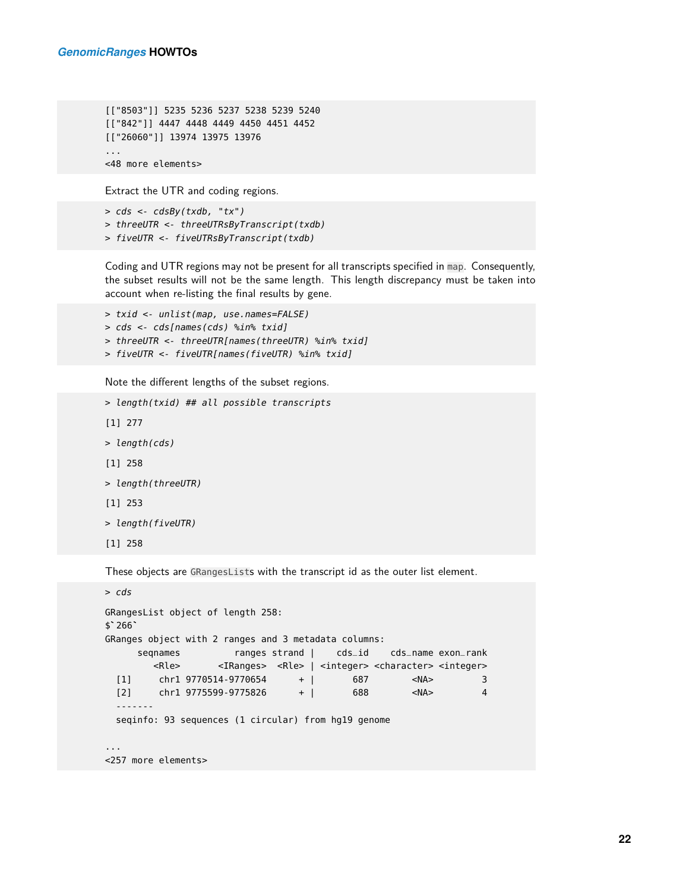```
[["8503"]] 5235 5236 5237 5238 5239 5240
[["842"]] 4447 4448 4449 4450 4451 4452
[["26060"]] 13974 13975 13976
...
<48 more elements>
```

Extract the UTR and coding regions.

```
> cds <- cdsBy(txdb, "tx")
> threeUTR <- threeUTRsByTranscript(txdb)
> fiveUTR <- fiveUTRsByTranscript(txdb)
```

Coding and UTR regions may not be present for all transcripts specified in `map`. Consequently, the subset results will not be the same length. This length discrepancy must be taken into account when re-listing the final results by gene.

```
> txid <- unlist(map, use.names=FALSE)
> cds <- cds[names(cds) %in% txid]
> threeUTR <- threeUTR[names(threeUTR) %in% txid]
> fiveUTR <- fiveUTR[names(fiveUTR) %in% txid]
```

Note the different lengths of the subset regions.

```
> length(txid) ## all possible transcripts

[1] 277

> length(cds)

[1] 258

> length(threeUTR)

[1] 253

> length(fiveUTR)

[1] 258
```

These objects are `GRangesList`s with the transcript id as the outer list element.

```
> cds

GRangesList object of length 258:
$`266`
GRanges object with 2 ranges and 3 metadata columns:
      seqnames          ranges strand |    cds_id    cds_name exon_rank
         <Rle>       <IRanges>  <Rle> | <integer> <character> <integer>
  [1]     chr1 9770514-9770654      + |       687        <NA>         3
  [2]     chr1 9775599-9775826      + |       688        <NA>         4
  -------
  seqinfo: 93 sequences (1 circular) from hg19 genome

...
<257 more elements>
```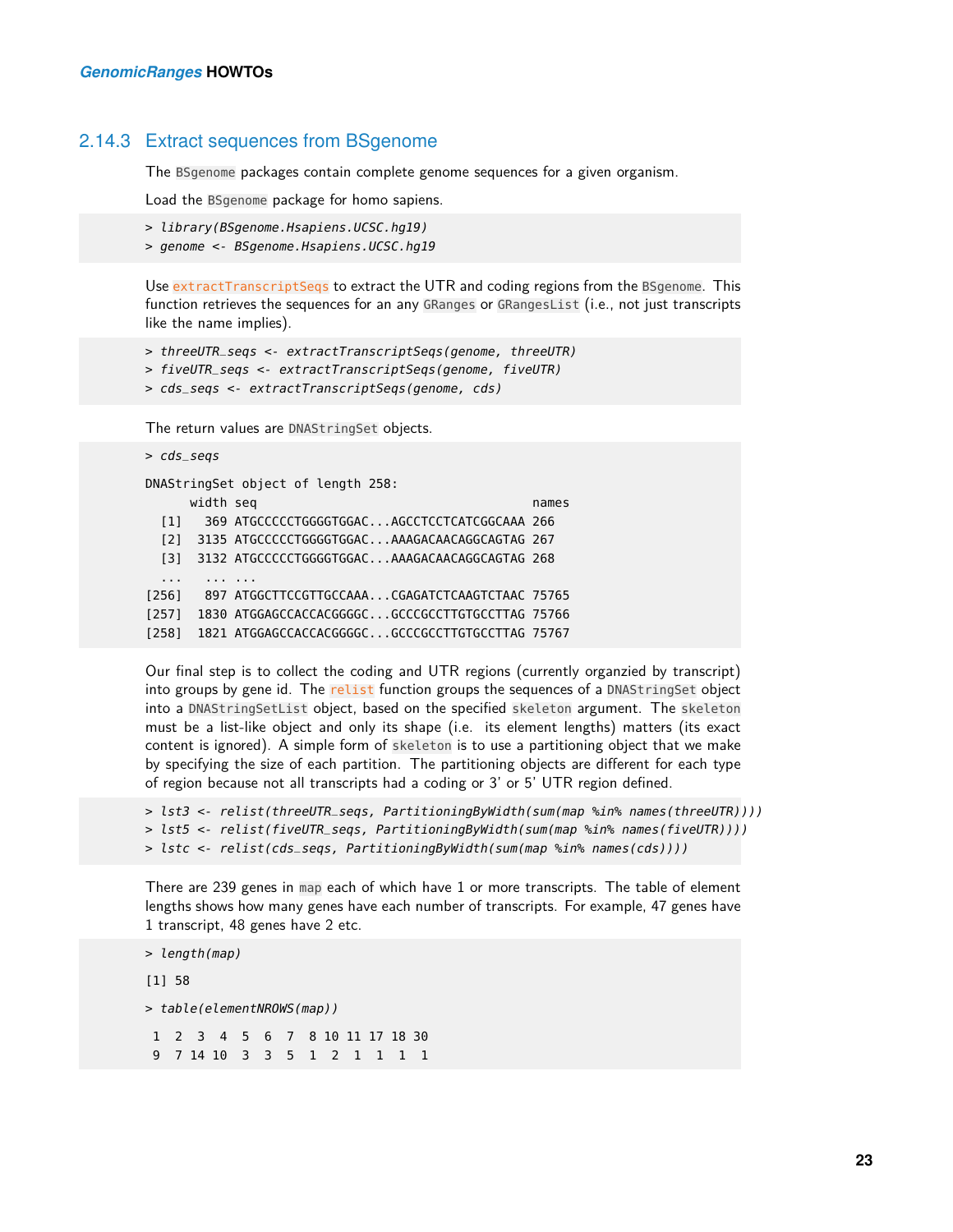### 2.14.3 Extract sequences from BSgenome

The BSgenome packages contain complete genome sequences for a given organism.

Load the BSgenome package for homo sapiens.

```
> library(BSgenome.Hsapiens.UCSC.hg19)
> genome <- BSgenome.Hsapiens.UCSC.hg19
```

Use extractTranscriptSeqs to extract the UTR and coding regions from the BSgenome. This function retrieves the sequences for an any GRanges or GRangesList (i.e., not just transcripts like the name implies).

```
> threeUTR_seqs <- extractTranscriptSeqs(genome, threeUTR)
> fiveUTR_seqs <- extractTranscriptSeqs(genome, fiveUTR)
> cds_seqs <- extractTranscriptSeqs(genome, cds)
```

The return values are DNAStringSet objects.

```
> cds_seqs

DNAStringSet object of length 258:
      width seq                                         names
  [1]   369 ATGCCCCCTGGGGTGGAC...AGCCTCCTCATCGGCAAA 266
  [2]  3135 ATGCCCCCTGGGGTGGAC...AAAGACAACAGGCAGTAG 267
  [3]  3132 ATGCCCCCTGGGGTGGAC...AAAGACAACAGGCAGTAG 268
  ...   ... ...
[256]   897 ATGGCTTCCGTTGCCAAA...CGAGATCTCAAGTCTAAC 75765
[257]  1830 ATGGAGCCACCACGGGGC...GCCCGCCTTGTGCCTTAG 75766
[258]  1821 ATGGAGCCACCACGGGGC...GCCCGCCTTGTGCCTTAG 75767
```

Our final step is to collect the coding and UTR regions (currently organzied by transcript) into groups by gene id. The relist function groups the sequences of a DNAStringSet object into a DNAStringSetList object, based on the specified skeleton argument. The skeleton must be a list-like object and only its shape (i.e. its element lengths) matters (its exact content is ignored). A simple form of skeleton is to use a partitioning object that we make by specifying the size of each partition. The partitioning objects are different for each type of region because not all transcripts had a coding or 3' or 5' UTR region defined.

```
> lst3 <- relist(threeUTR_seqs, PartitioningByWidth(sum(map %in% names(threeUTR))))
> lst5 <- relist(fiveUTR_seqs, PartitioningByWidth(sum(map %in% names(fiveUTR))))
> lstc <- relist(cds_seqs, PartitioningByWidth(sum(map %in% names(cds))))
```

There are 239 genes in map each of which have 1 or more transcripts. The table of element lengths shows how many genes have each number of transcripts. For example, 47 genes have 1 transcript, 48 genes have 2 etc.

```
> length(map)

[1] 58

> table(elementNROWS(map))

 1  2  3  4  5  6  7  8 10 11 17 18 30
 9  7 14 10  3  3  5  1  2  1  1  1  1
```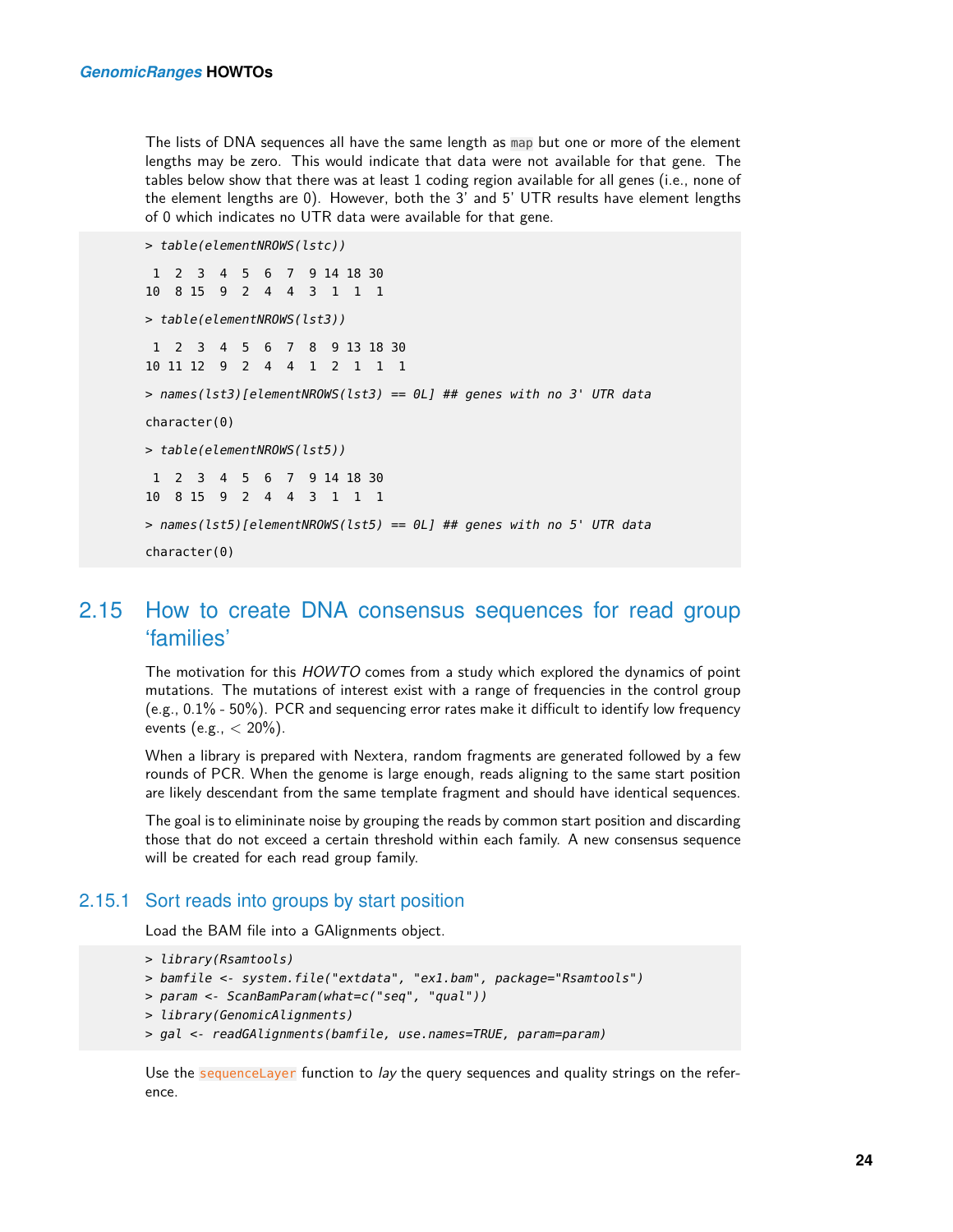The lists of DNA sequences all have the same length as `map` but one or more of the element lengths may be zero. This would indicate that data were not available for that gene. The tables below show that there was at least 1 coding region available for all genes (i.e., none of the element lengths are 0). However, both the 3' and 5' UTR results have element lengths of 0 which indicates no UTR data were available for that gene.

```
> table(elementNROWS(lstc))

 1  2  3  4  5  6  7  9 14 18 30 
10  8 15  9  2  4  4  3  1  1  1 

> table(elementNROWS(lst3))

 1  2  3  4  5  6  7  8  9 13 18 30 
10 11 12  9  2  4  4  1  2  1  1  1 

> names(lst3)[elementNROWS(lst3) == 0L] ## genes with no 3' UTR data

character(0)

> table(elementNROWS(lst5))

 1  2  3  4  5  6  7  9 14 18 30 
10  8 15  9  2  4  4  3  1  1  1 

> names(lst5)[elementNROWS(lst5) == 0L] ## genes with no 5' UTR data

character(0)
```

## 2.15 How to create DNA consensus sequences for read group 'families'

The motivation for this *HOWTO* comes from a study which explored the dynamics of point mutations. The mutations of interest exist with a range of frequencies in the control group (e.g., 0.1% - 50%). PCR and sequencing error rates make it difficult to identify low frequency events (e.g., $<$ 20%).

When a library is prepared with Nextera, random fragments are generated followed by a few rounds of PCR. When the genome is large enough, reads aligning to the same start position are likely descendant from the same template fragment and should have identical sequences.

The goal is to elimininate noise by grouping the reads by common start position and discarding those that do not exceed a certain threshold within each family. A new consensus sequence will be created for each read group family.

### 2.15.1 Sort reads into groups by start position

Load the BAM file into a GAlignments object.

```
> library(Rsamtools)
> bamfile <- system.file("extdata", "ex1.bam", package="Rsamtools")
> param <- ScanBamParam(what=c("seq", "qual"))
> library(GenomicAlignments)
> gal <- readGAlignments(bamfile, use.names=TRUE, param=param)
```

Use the `sequenceLayer` function to *lay* the query sequences and quality strings on the reference.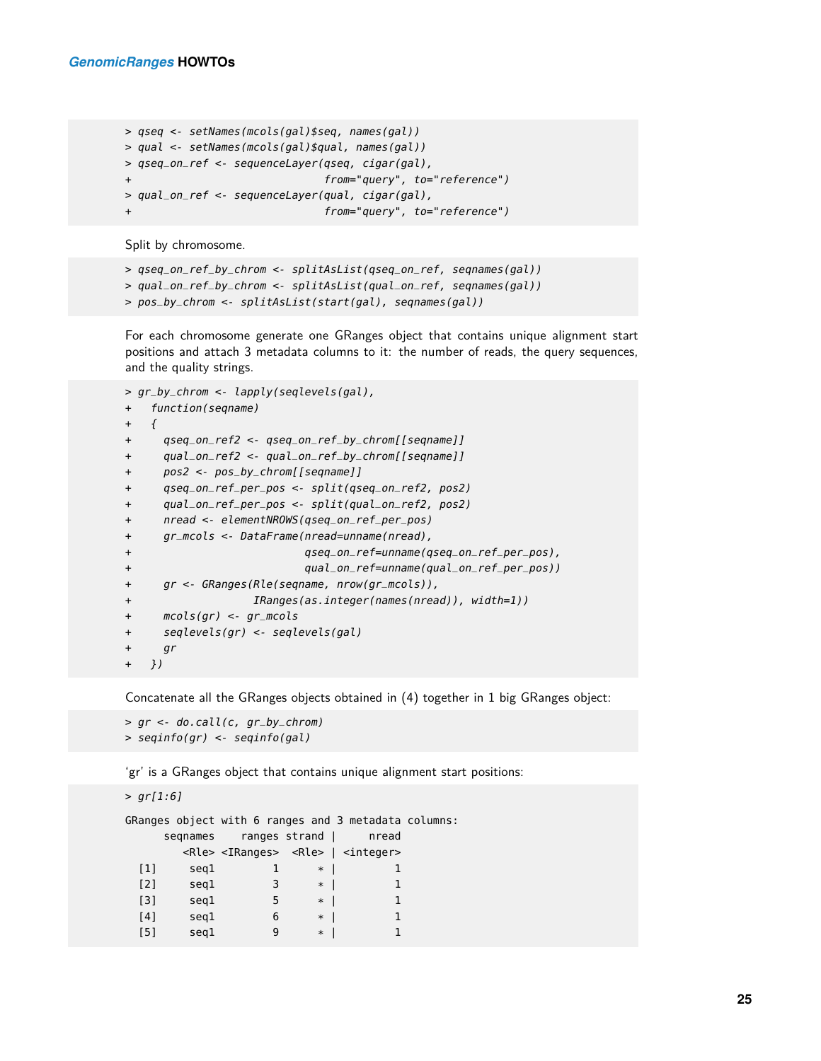```
> qseq <- setNames(mcols(gal)$seq, names(gal))
> qual <- setNames(mcols(gal)$qual, names(gal))
> qseq_on_ref <- sequenceLayer(qseq, cigar(gal),
+                              from="query", to="reference")
> qual_on_ref <- sequenceLayer(qual, cigar(gal),
+                              from="query", to="reference")
```

Split by chromosome.

```
> qseq_on_ref_by_chrom <- splitAsList(qseq_on_ref, seqnames(gal))
> qual_on_ref_by_chrom <- splitAsList(qual_on_ref, seqnames(gal))
> pos_by_chrom <- splitAsList(start(gal), seqnames(gal))
```

For each chromosome generate one GRanges object that contains unique alignment start positions and attach 3 metadata columns to it: the number of reads, the query sequences, and the quality strings.

```
> gr_by_chrom <- lapply(seqlevels(gal),
+   function(seqname)
+   {
+     qseq_on_ref2 <- qseq_on_ref_by_chrom[[seqname]]
+     qual_on_ref2 <- qual_on_ref_by_chrom[[seqname]]
+     pos2 <- pos_by_chrom[[seqname]]
+     qseq_on_ref_per_pos <- split(qseq_on_ref2, pos2)
+     qual_on_ref_per_pos <- split(qual_on_ref2, pos2)
+     nread <- elementNROWS(qseq_on_ref_per_pos)
+     gr_mcols <- DataFrame(nread=unname(nread),
+                           qseq_on_ref=unname(qseq_on_ref_per_pos),
+                           qual_on_ref=unname(qual_on_ref_per_pos))
+     gr <- GRanges(Rle(seqname, nrow(gr_mcols)),
+                   IRanges(as.integer(names(nread)), width=1))
+     mcols(gr) <- gr_mcols
+     seqlevels(gr) <- seqlevels(gal)
+     gr
+   })
```

Concatenate all the GRanges objects obtained in (4) together in 1 big GRanges object:

```
> gr <- do.call(c, gr_by_chrom)
> seqinfo(gr) <- seqinfo(gal)
```

'gr' is a GRanges object that contains unique alignment start positions:

```
> gr[1:6]

GRanges object with 6 ranges and 3 metadata columns:
      seqnames    ranges strand |     nread
         <Rle> <IRanges>  <Rle> | <integer>
  [1]     seq1         1      * |         1
  [2]     seq1         3      * |         1
  [3]     seq1         5      * |         1
  [4]     seq1         6      * |         1
  [5]     seq1         9      * |         1
```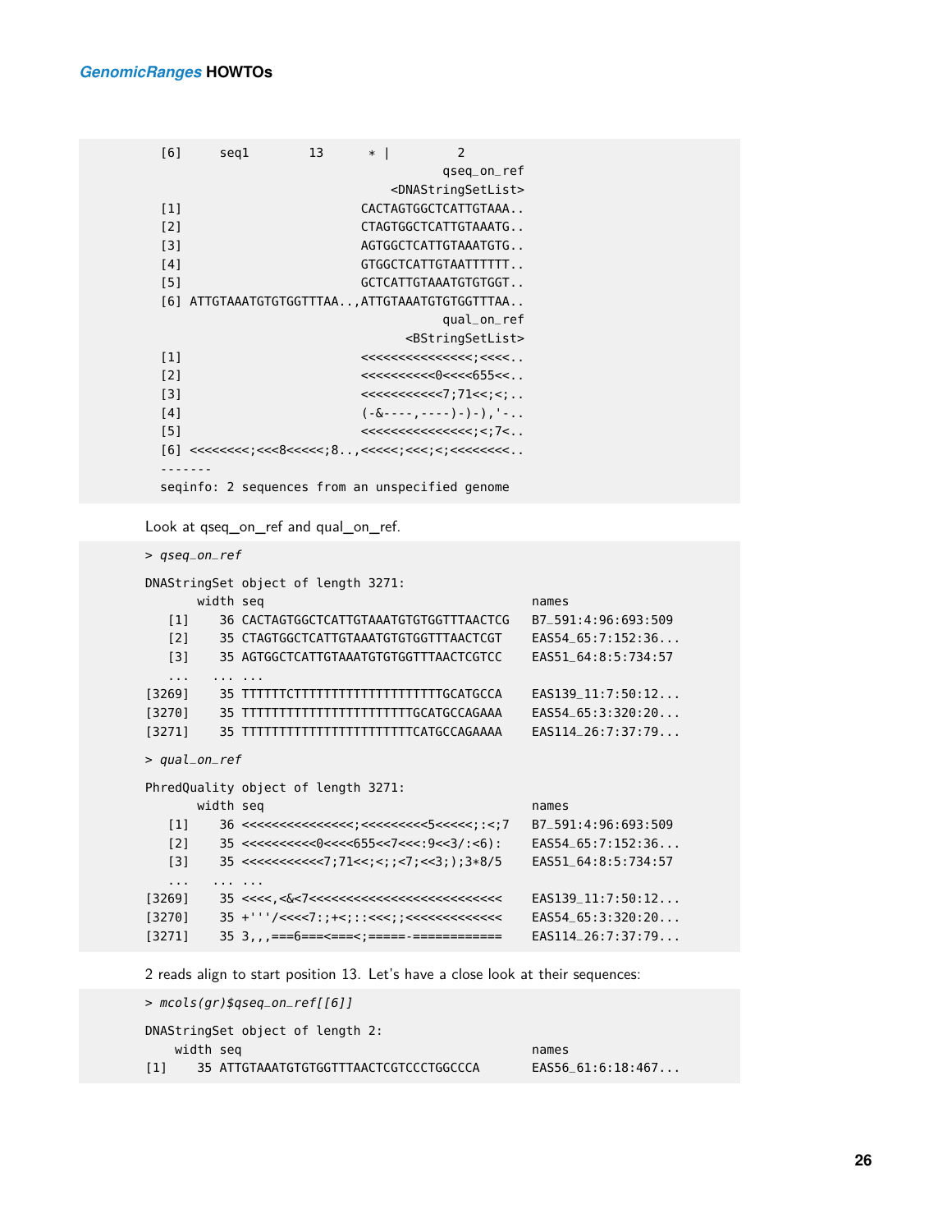```
  [6]     seq1       13      * |         2
                                          qseq_on_ref
                                     <DNAStringSetList>
  [1]                        CACTAGTGGCTCATTGTAAA..
  [2]                        CTAGTGGCTCATTGTAAATG..
  [3]                        AGTGGCTCATTGTAAATGTG..
  [4]                        GTGGCTCATTGTAATTTTTT..
  [5]                        GCTCATTGTAAATGTGTGGT..
  [6] ATTGTAAATGTGTGGTTTAA..,ATTGTAAATGTGTGGTTTAA..
                                          qual_on_ref
                                       <BStringSetList>
  [1]                        <<<<<<<<<<<<<<<;<<<<..
  [2]                        <<<<<<<<<<0<<<<655<<..
  [3]                        <<<<<<<<<<<7;71<<;<;..
  [4]                        (-&----,----)-)-),'-..
  [5]                        <<<<<<<<<<<<<<<;<;7<..
  [6] <<<<<<<<;<<<8<<<<<;8..,<<<<<;<<<;<;<<<<<<<<..
  -------
  seqinfo: 2 sequences from an unspecified genome
```

Look at qseq_on_ref and qual_on_ref.

```
> qseq_on_ref

DNAStringSet object of length 3271:
       width seq                                    names
   [1]    36 CACTAGTGGCTCATTGTAAATGTGTGGTTTAACTCG   B7_591:4:96:693:509
   [2]    35 CTAGTGGCTCATTGTAAATGTGTGGTTTAACTCGT    EAS54_65:7:152:36...
   [3]    35 AGTGGCTCATTGTAAATGTGTGGTTTAACTCGTCC    EAS51_64:8:5:734:57
   ...   ... ...
[3269]    35 TTTTTTCTTTTTTTTTTTTTTTTTTTTGCATGCCA    EAS139_11:7:50:12...
[3270]    35 TTTTTTTTTTTTTTTTTTTTTTTTTGCATGCCAGAAA  EAS54_65:3:320:20...
[3271]    35 TTTTTTTTTTTTTTTTTTTTTTTTTCATGCCAGAAAA  EAS114_26:7:37:79...

> qual_on_ref

PhredQuality object of length 3271:
       width seq                                    names
   [1]    36 <<<<<<<<<<<<<<<;<<<<<<<<<5<<<<<;:<;7   B7_591:4:96:693:509
   [2]    35 <<<<<<<<<<0<<<<655<<7<<<:9<<3/:<6):    EAS54_65:7:152:36...
   [3]    35 <<<<<<<<<<<7;71<<;<;;<7;<<3;);3*8/5    EAS51_64:8:5:734:57
   ...   ... ...
[3269]    35 <<<<,<&<7<<<<<<<<<<<<<<<<<<<<<<<<<<    EAS139_11:7:50:12...
[3270]    35 +'''/<<<<7:;+<;::<<<;;<<<<<<<<<<<<<    EAS54_65:3:320:20...
[3271]    35 3,,,===6===<===<;=====-============    EAS114_26:7:37:79...
```

2 reads align to start position 13. Let's have a close look at their sequences:

```
> mcols(gr)$qseq_on_ref[[6]]

DNAStringSet object of length 2:
    width seq                                    names
[1]    35 ATTGTAAATGTGTGGTTTAACTCGTCCCTGGCCCA    EAS56_61:6:18:467...
```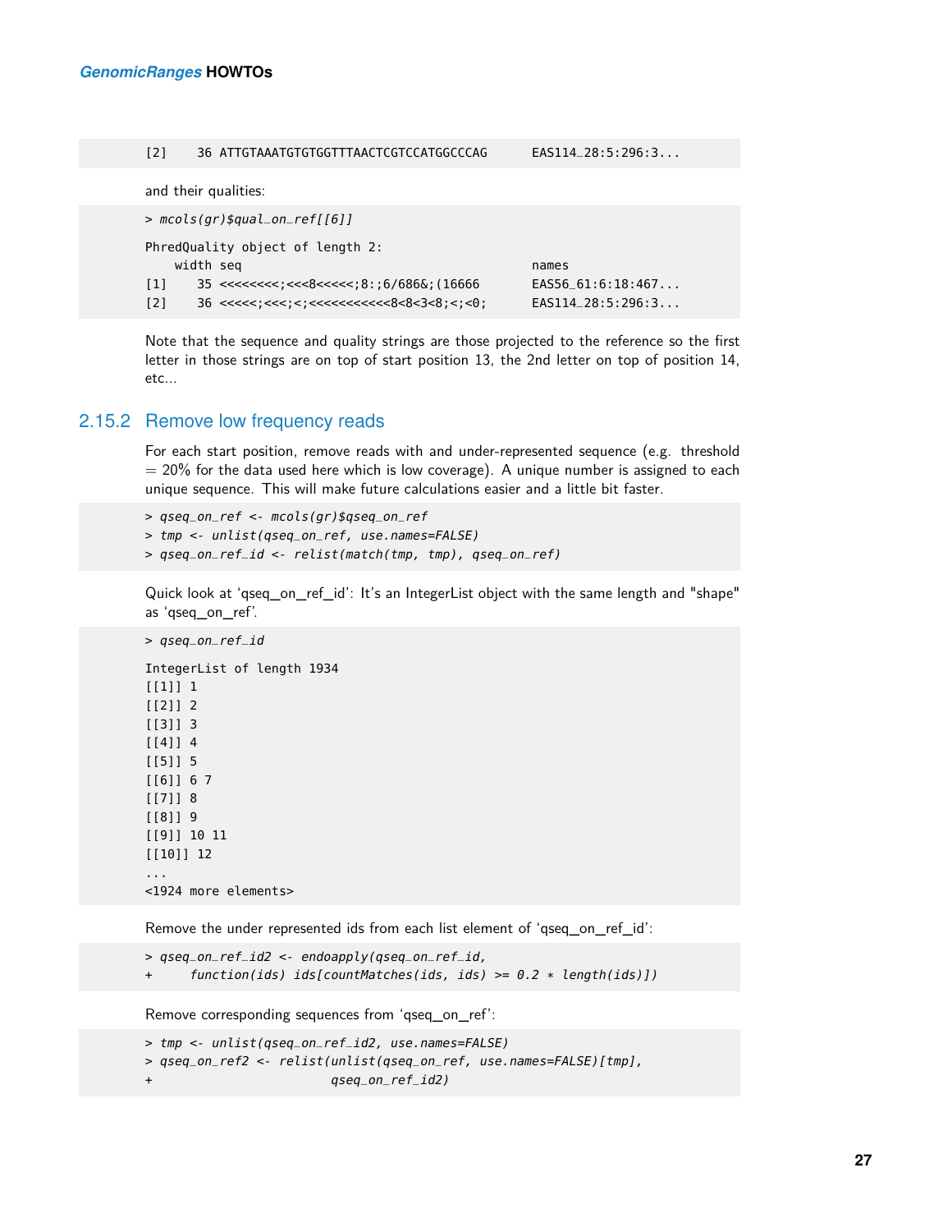```
[2]    36 ATTGTAAATGTGTGGTTTAACTCGTCCATGGCCCAG      EAS114_28:5:296:3...
```

and their qualities:

```
> mcols(gr)$qual_on_ref[[6]]

PhredQuality object of length 2:
    width seq                                         names
[1]    35 <<<<<<<<;<<<8<<<<<;8:;6/686&;(16666         EAS56_61:6:18:467...
[2]    36 <<<<<;<<<;<;<<<<<<<<<<<8<8<3<8;<;<0;        EAS114_28:5:296:3...
```

Note that the sequence and quality strings are those projected to the reference so the first letter in those strings are on top of start position 13, the 2nd letter on top of position 14, etc...

### 2.15.2 Remove low frequency reads

For each start position, remove reads with and under-represented sequence (e.g. threshold = 20% for the data used here which is low coverage). A unique number is assigned to each unique sequence. This will make future calculations easier and a little bit faster.

```
> qseq_on_ref <- mcols(gr)$qseq_on_ref
> tmp <- unlist(qseq_on_ref, use.names=FALSE)
> qseq_on_ref_id <- relist(match(tmp, tmp), qseq_on_ref)
```

Quick look at 'qseq_on_ref_id': It's an IntegerList object with the same length and "shape" as 'qseq_on_ref'.

```
> qseq_on_ref_id

IntegerList of length 1934
[[1]] 1
[[2]] 2
[[3]] 3
[[4]] 4
[[5]] 5
[[6]] 6 7
[[7]] 8
[[8]] 9
[[9]] 10 11
[[10]] 12
...
<1924 more elements>
```

Remove the under represented ids from each list element of 'qseq_on_ref_id':

```
> qseq_on_ref_id2 <- endoapply(qseq_on_ref_id,
+     function(ids) ids[countMatches(ids, ids) >= 0.2 * length(ids)])
```

Remove corresponding sequences from 'qseq_on_ref':

```
> tmp <- unlist(qseq_on_ref_id2, use.names=FALSE)
> qseq_on_ref2 <- relist(unlist(qseq_on_ref, use.names=FALSE)[tmp],
+                        qseq_on_ref_id2)
```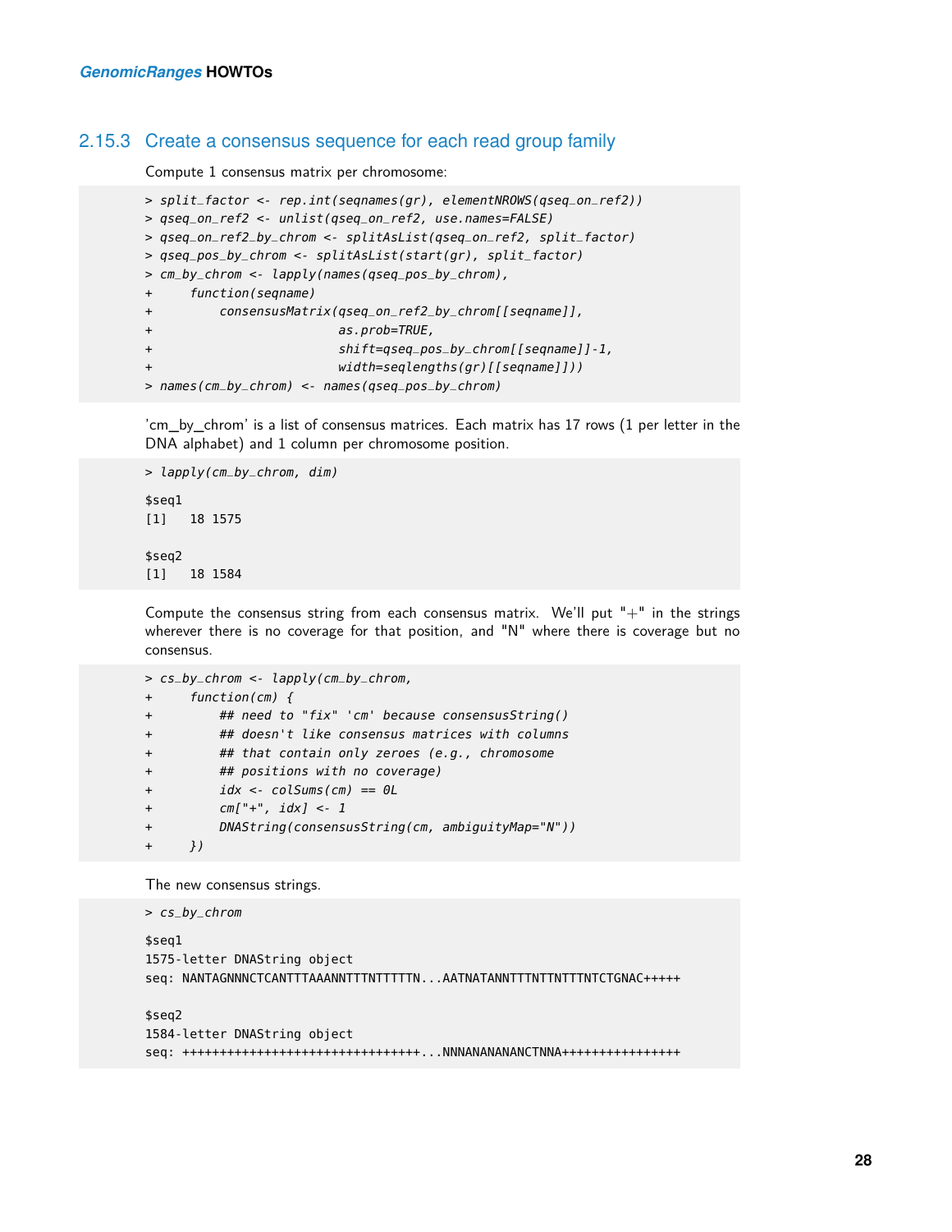### 2.15.3 Create a consensus sequence for each read group family

Compute 1 consensus matrix per chromosome:

```
> split_factor <- rep.int(seqnames(gr), elementNROWS(qseq_on_ref2))
> qseq_on_ref2 <- unlist(qseq_on_ref2, use.names=FALSE)
> qseq_on_ref2_by_chrom <- splitAsList(qseq_on_ref2, split_factor)
> qseq_pos_by_chrom <- splitAsList(start(gr), split_factor)
> cm_by_chrom <- lapply(names(qseq_pos_by_chrom),
+     function(seqname)
+         consensusMatrix(qseq_on_ref2_by_chrom[[seqname]],
+                         as.prob=TRUE,
+                         shift=qseq_pos_by_chrom[[seqname]]-1,
+                         width=seqlengths(gr)[[seqname]]))
> names(cm_by_chrom) <- names(qseq_pos_by_chrom)
```

'cm_by_chrom' is a list of consensus matrices. Each matrix has 17 rows (1 per letter in the DNA alphabet) and 1 column per chromosome position.

```
> lapply(cm_by_chrom, dim)

$seq1
[1]   18 1575

$seq2
[1]   18 1584
```

Compute the consensus string from each consensus matrix. We'll put "+" in the strings wherever there is no coverage for that position, and "N" where there is coverage but no consensus.

```
> cs_by_chrom <- lapply(cm_by_chrom,
+     function(cm) {
+         ## need to "fix" 'cm' because consensusString()
+         ## doesn't like consensus matrices with columns
+         ## that contain only zeroes (e.g., chromosome
+         ## positions with no coverage)
+         idx <- colSums(cm) == 0L
+         cm["+", idx] <- 1
+         DNAString(consensusString(cm, ambiguityMap="N"))
+     })
```

The new consensus strings.

```
> cs_by_chrom

$seq1
1575-letter DNAString object
seq: NANTAGNNNCTCANTTTAAANNTTTNTTTTTN...AATNATANNTTTNTTNTTTNTCTGNAC+++++

$seq2
1584-letter DNAString object
seq: ++++++++++++++++++++++++++++++++...NNNANANANANCTNNA++++++++++++++++
```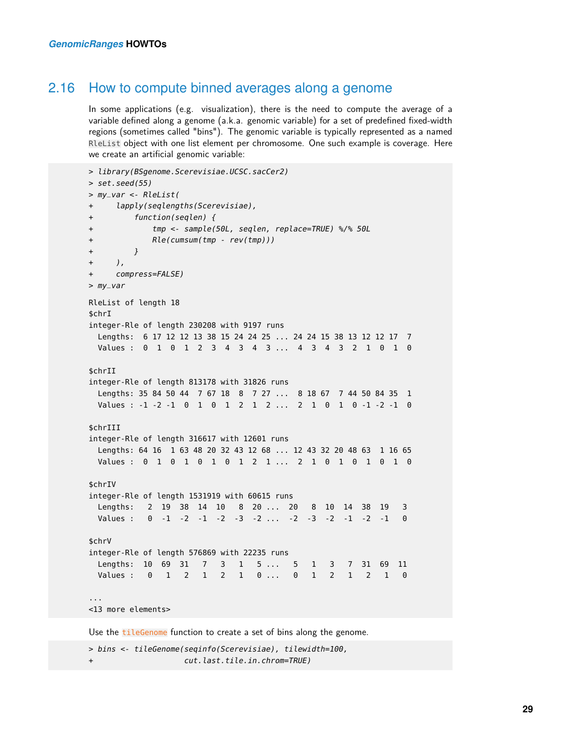## 2.16 How to compute binned averages along a genome

In some applications (e.g. visualization), there is the need to compute the average of a variable defined along a genome (a.k.a. genomic variable) for a set of predefined fixed-width regions (sometimes called "bins"). The genomic variable is typically represented as a named `RleList` object with one list element per chromosome. One such example is coverage. Here we create an artificial genomic variable:

```
> library(BSgenome.Scerevisiae.UCSC.sacCer2)
> set.seed(55)
> my_var <- RleList(
+     lapply(seqlengths(Scerevisiae),
+         function(seqlen) {
+             tmp <- sample(50L, seqlen, replace=TRUE) %/% 50L
+             Rle(cumsum(tmp - rev(tmp)))
+         }
+     ),
+     compress=FALSE)
> my_var

RleList of length 18
$chrI
integer-Rle of length 230208 with 9197 runs
  Lengths:  6 17 12 12 13 38 15 24 24 25 ... 24 24 15 38 13 12 12 17  7
  Values :  0  1  0  1  2  3  4  3  4  3 ...  4  3  4  3  2  1  0  1  0

$chrII
integer-Rle of length 813178 with 31826 runs
  Lengths: 35 84 50 44  7 67 18  8  7 27 ...  8 18 67  7 44 50 84 35  1
  Values : -1 -2 -1  0  1  0  1  2  1  2 ...  2  1  0  1  0 -1 -2 -1  0

$chrIII
integer-Rle of length 316617 with 12601 runs
  Lengths: 64 16  1 63 48 20 32 43 12 68 ... 12 43 32 20 48 63  1 16 65
  Values :  0  1  0  1  0  1  0  1  2  1 ...  2  1  0  1  0  1  0  1  0

$chrIV
integer-Rle of length 1531919 with 60615 runs
  Lengths:   2  19  38  14  10   8  20 ...  20   8  10  14  38  19   3
  Values :   0  -1  -2  -1  -2  -3  -2 ...  -2  -3  -2  -1  -2  -1   0

$chrV
integer-Rle of length 576869 with 22235 runs
  Lengths:  10  69  31   7   3   1   5 ...   5   1   3   7  31  69  11
  Values :   0   1   2   1   2   1   0 ...   0   1   2   1   2   1   0

...
<13 more elements>
```

Use the `tileGenome` function to create a set of bins along the genome.

```
> bins <- tileGenome(seqinfo(Scerevisiae), tilewidth=100,
+                    cut.last.tile.in.chrom=TRUE)
```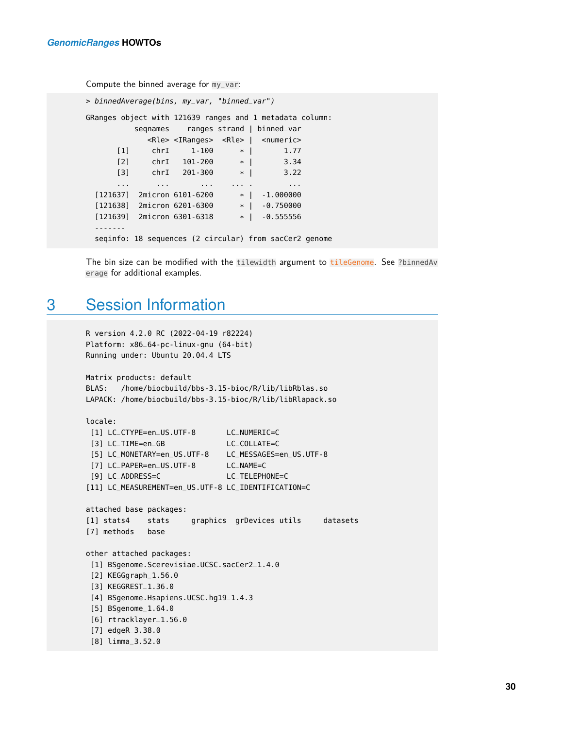Compute the binned average for `my_var`:

```
> binnedAverage(bins, my_var, "binned_var")

GRanges object with 121639 ranges and 1 metadata column:
           seqnames    ranges strand | binned_var
              <Rle> <IRanges>  <Rle> |  <numeric>
       [1]     chrI     1-100      * |       1.77
       [2]     chrI   101-200      * |       3.34
       [3]     chrI   201-300      * |       3.22
       ...      ...       ...    ... .        ...
  [121637]  2micron 6101-6200      * |  -1.000000
  [121638]  2micron 6201-6300      * |  -0.750000
  [121639]  2micron 6301-6318      * |  -0.555556
  -------
  seqinfo: 18 sequences (2 circular) from sacCer2 genome
```

The bin size can be modified with the `tilewidth` argument to `tileGenome`. See `?binnedAverage` for additional examples.

# 3 Session Information

```
R version 4.2.0 RC (2022-04-19 r82224)
Platform: x86_64-pc-linux-gnu (64-bit)
Running under: Ubuntu 20.04.4 LTS

Matrix products: default
BLAS:   /home/biocbuild/bbs-3.15-bioc/R/lib/libRblas.so
LAPACK: /home/biocbuild/bbs-3.15-bioc/R/lib/libRlapack.so

locale:
 [1] LC_CTYPE=en_US.UTF-8       LC_NUMERIC=C
 [3] LC_TIME=en_GB              LC_COLLATE=C
 [5] LC_MONETARY=en_US.UTF-8    LC_MESSAGES=en_US.UTF-8
 [7] LC_PAPER=en_US.UTF-8       LC_NAME=C
 [9] LC_ADDRESS=C               LC_TELEPHONE=C
[11] LC_MEASUREMENT=en_US.UTF-8 LC_IDENTIFICATION=C

attached base packages:
[1] stats4    stats     graphics  grDevices utils     datasets
[7] methods   base

other attached packages:
 [1] BSgenome.Scerevisiae.UCSC.sacCer2_1.4.0
 [2] KEGGgraph_1.56.0
 [3] KEGGREST_1.36.0
 [4] BSgenome.Hsapiens.UCSC.hg19_1.4.3
 [5] BSgenome_1.64.0
 [6] rtracklayer_1.56.0
 [7] edgeR_3.38.0
 [8] limma_3.52.0
```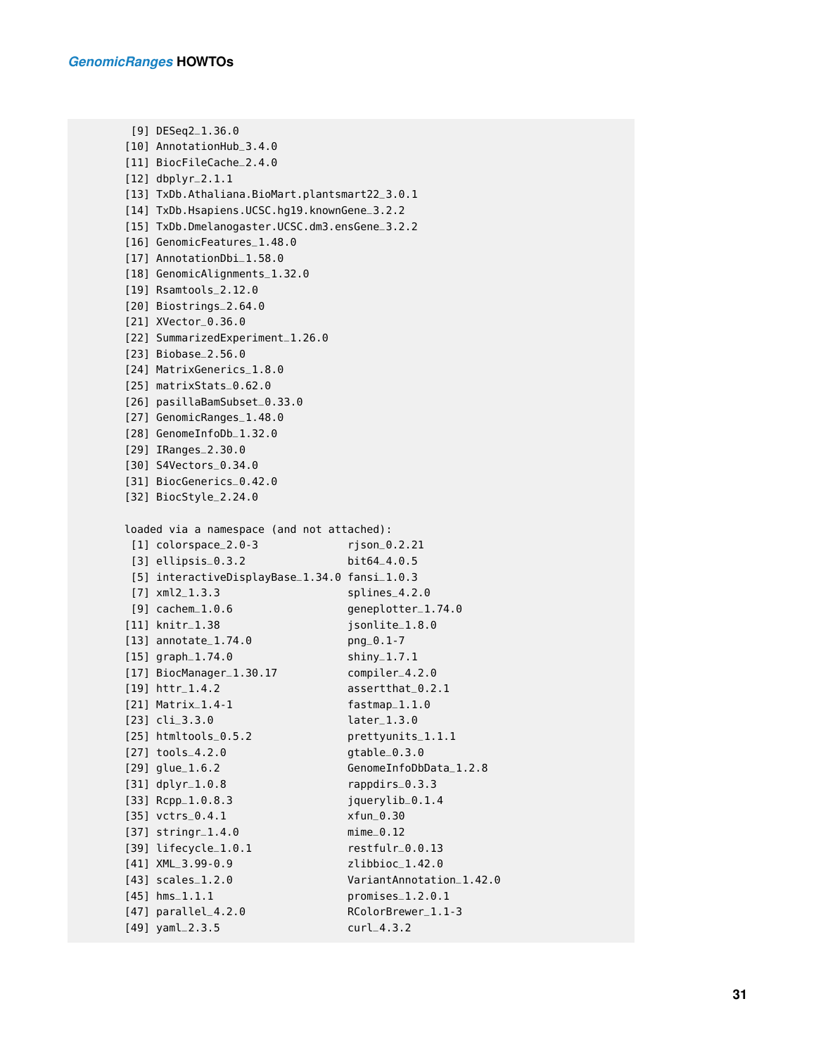```
 [9] DESeq2_1.36.0
[10] AnnotationHub_3.4.0
[11] BiocFileCache_2.4.0
[12] dbplyr_2.1.1
[13] TxDb.Athaliana.BioMart.plantsmart22_3.0.1
[14] TxDb.Hsapiens.UCSC.hg19.knownGene_3.2.2
[15] TxDb.Dmelanogaster.UCSC.dm3.ensGene_3.2.2
[16] GenomicFeatures_1.48.0
[17] AnnotationDbi_1.58.0
[18] GenomicAlignments_1.32.0
[19] Rsamtools_2.12.0
[20] Biostrings_2.64.0
[21] XVector_0.36.0
[22] SummarizedExperiment_1.26.0
[23] Biobase_2.56.0
[24] MatrixGenerics_1.8.0
[25] matrixStats_0.62.0
[26] pasillaBamSubset_0.33.0
[27] GenomicRanges_1.48.0
[28] GenomeInfoDb_1.32.0
[29] IRanges_2.30.0
[30] S4Vectors_0.34.0
[31] BiocGenerics_0.42.0
[32] BiocStyle_2.24.0

loaded via a namespace (and not attached):
 [1] colorspace_2.0-3              rjson_0.2.21
 [3] ellipsis_0.3.2                bit64_4.0.5
 [5] interactiveDisplayBase_1.34.0 fansi_1.0.3
 [7] xml2_1.3.3                    splines_4.2.0
 [9] cachem_1.0.6                  geneplotter_1.74.0
[11] knitr_1.38                    jsonlite_1.8.0
[13] annotate_1.74.0               png_0.1-7
[15] graph_1.74.0                  shiny_1.7.1
[17] BiocManager_1.30.17           compiler_4.2.0
[19] httr_1.4.2                    assertthat_0.2.1
[21] Matrix_1.4-1                  fastmap_1.1.0
[23] cli_3.3.0                     later_1.3.0
[25] htmltools_0.5.2               prettyunits_1.1.1
[27] tools_4.2.0                   gtable_0.3.0
[29] glue_1.6.2                    GenomeInfoDbData_1.2.8
[31] dplyr_1.0.8                   rappdirs_0.3.3
[33] Rcpp_1.0.8.3                  jquerylib_0.1.4
[35] vctrs_0.4.1                   xfun_0.30
[37] stringr_1.4.0                 mime_0.12
[39] lifecycle_1.0.1               restfulr_0.0.13
[41] XML_3.99-0.9                  zlibbioc_1.42.0
[43] scales_1.2.0                  VariantAnnotation_1.42.0
[45] hms_1.1.1                     promises_1.2.0.1
[47] parallel_4.2.0                RColorBrewer_1.1-3
[49] yaml_2.3.5                    curl_4.3.2
```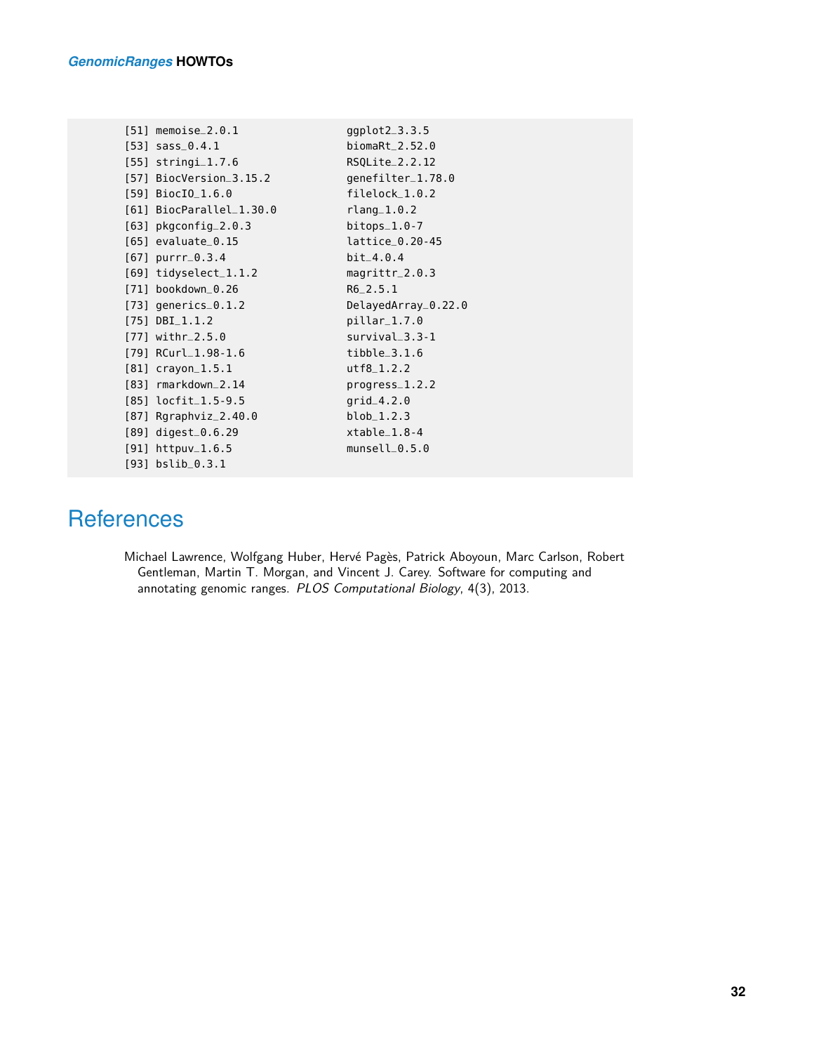```
[51] memoise_2.0.1              ggplot2_3.3.5
[53] sass_0.4.1                 biomaRt_2.52.0
[55] stringi_1.7.6              RSQLite_2.2.12
[57] BiocVersion_3.15.2         genefilter_1.78.0
[59] BiocIO_1.6.0               filelock_1.0.2
[61] BiocParallel_1.30.0        rlang_1.0.2
[63] pkgconfig_2.0.3            bitops_1.0-7
[65] evaluate_0.15              lattice_0.20-45
[67] purrr_0.3.4                bit_4.0.4
[69] tidyselect_1.1.2           magrittr_2.0.3
[71] bookdown_0.26              R6_2.5.1
[73] generics_0.1.2             DelayedArray_0.22.0
[75] DBI_1.1.2                  pillar_1.7.0
[77] withr_2.5.0                survival_3.3-1
[79] RCurl_1.98-1.6             tibble_3.1.6
[81] crayon_1.5.1               utf8_1.2.2
[83] rmarkdown_2.14             progress_1.2.2
[85] locfit_1.5-9.5             grid_4.2.0
[87] Rgraphviz_2.40.0           blob_1.2.3
[89] digest_0.6.29              xtable_1.8-4
[91] httpuv_1.6.5               munsell_0.5.0
[93] bslib_0.3.1
```

# References

Michael Lawrence, Wolfgang Huber, Hervé Pagès, Patrick Aboyoun, Marc Carlson, Robert Gentleman, Martin T. Morgan, and Vincent J. Carey. Software for computing and annotating genomic ranges. *PLOS Computational Biology*, 4(3), 2013.